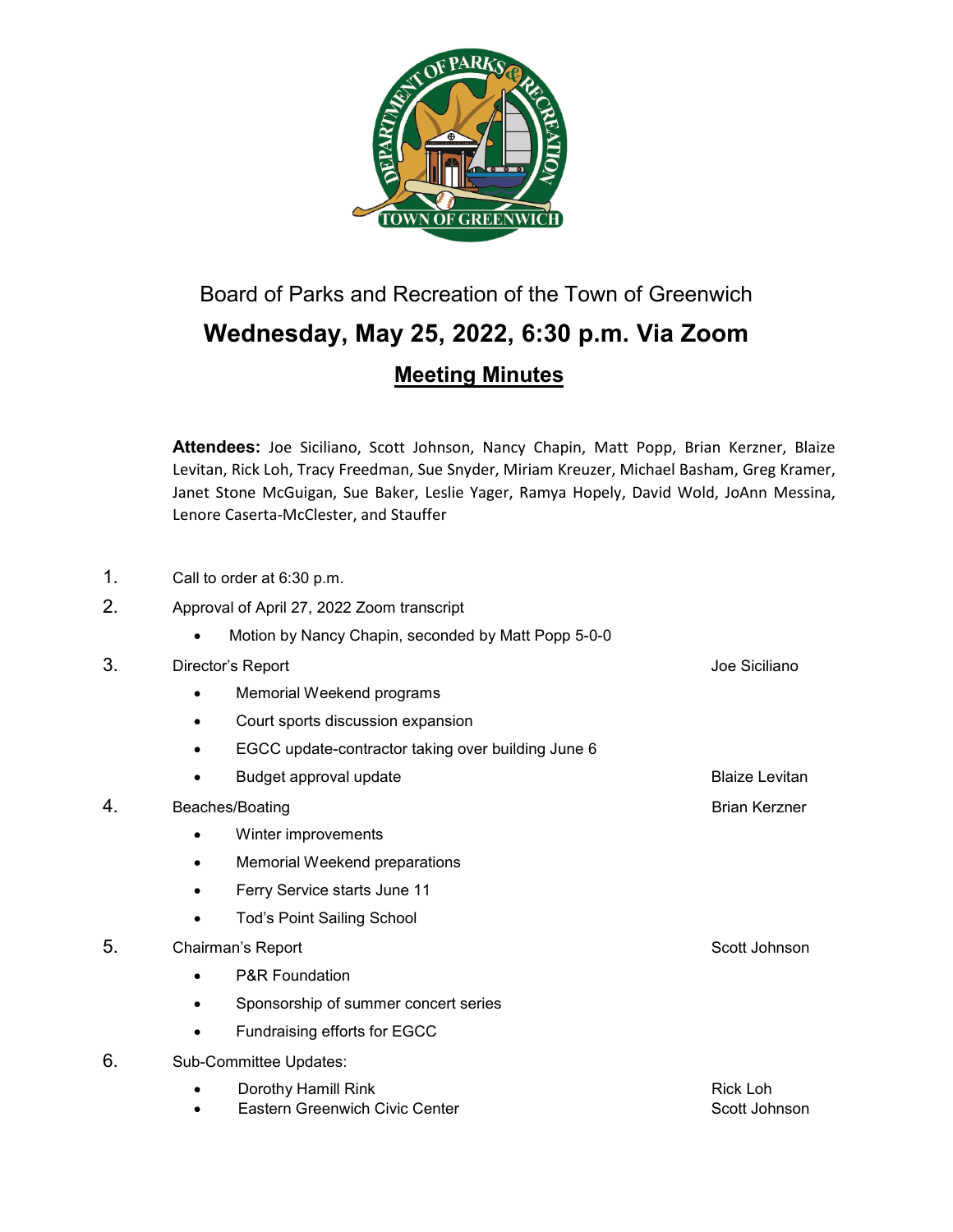Board of Parks and Recreation of the Town of Greenwich

# Wednesday, May 25, 2022, 6:30 p.m. Via Zoom

## Meeting Minutes

**Attendees:** Joe Siciliano, Scott Johnson, Nancy Chapin, Matt Popp, Brian Kerzner, Blaize Levitan, Rick Loh, Tracy Freedman, Sue Snyder, Miriam Kreuzer, Michael Basham, Greg Kramer, Janet Stone McGuigan, Sue Baker, Leslie Yager, Ramya Hopely, David Wold, JoAnn Messina, Lenore Caserta-McClester, and Stauffer

1. Call to order at 6:30 p.m.
2. Approval of April 27, 2022 Zoom transcript
   - Motion by Nancy Chapin, seconded by Matt Popp 5-0-0
3. Director's Report — Joe Siciliano
   - Memorial Weekend programs
   - Court sports discussion expansion
   - EGCC update-contractor taking over building June 6
   - Budget approval update — Blaize Levitan
4. Beaches/Boating — Brian Kerzner
   - Winter improvements
   - Memorial Weekend preparations
   - Ferry Service starts June 11
   - Tod's Point Sailing School
5. Chairman's Report — Scott Johnson
   - P&R Foundation
   - Sponsorship of summer concert series
   - Fundraising efforts for EGCC
6. Sub-Committee Updates:
   - Dorothy Hamill Rink — Rick Loh
   - Eastern Greenwich Civic Center — Scott Johnson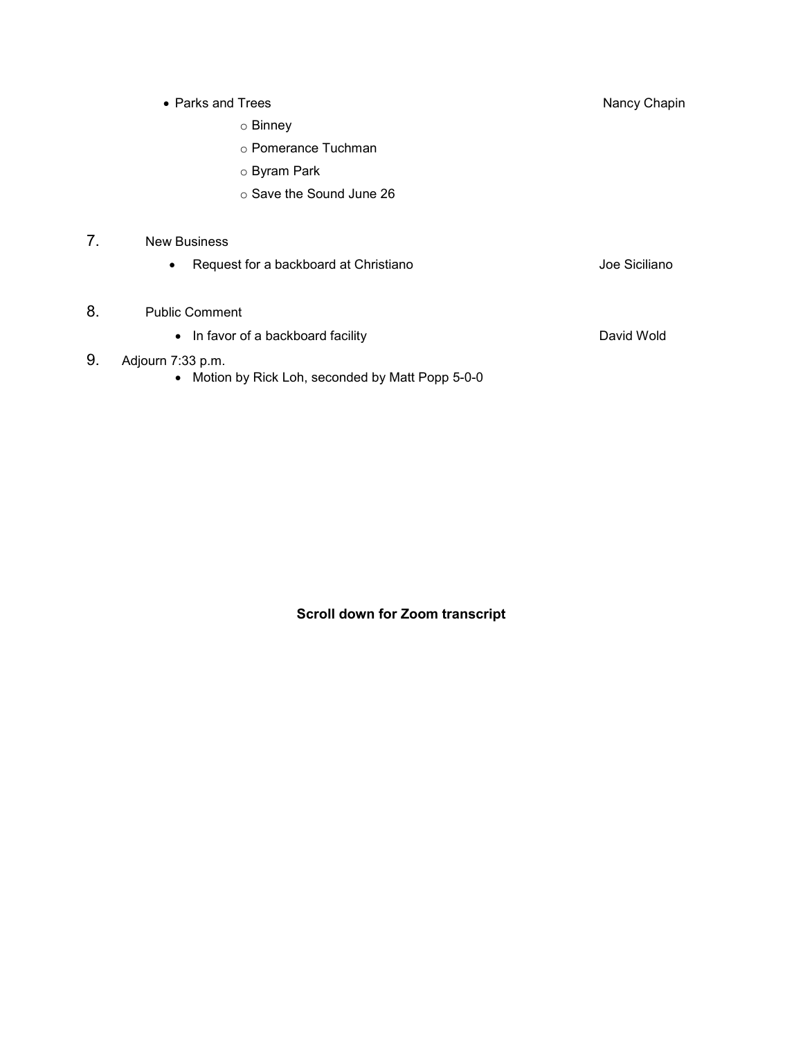- Parks and Trees — Nancy Chapin
  - Binney
  - Pomerance Tuchman
  - Byram Park
  - Save the Sound June 26

7. New Business
   - Request for a backboard at Christiano — Joe Siciliano

8. Public Comment
   - In favor of a backboard facility — David Wold

9. Adjourn 7:33 p.m.
   - Motion by Rick Loh, seconded by Matt Popp 5-0-0

**Scroll down for Zoom transcript**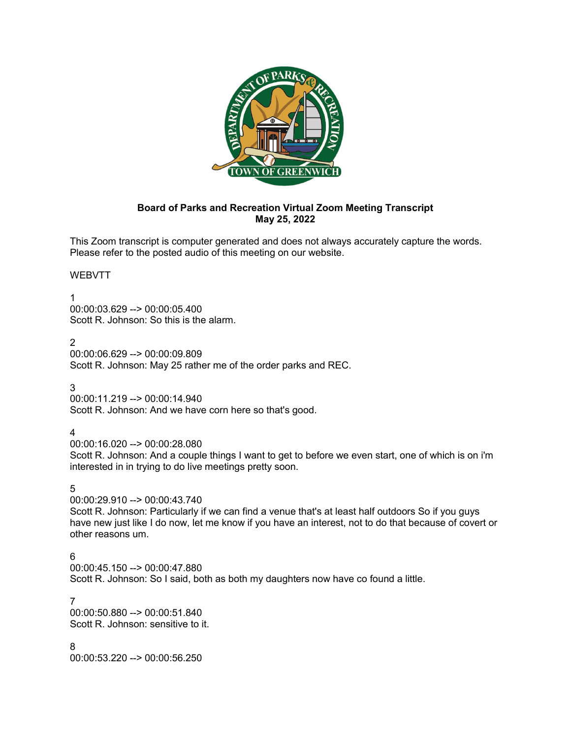**Board of Parks and Recreation Virtual Zoom Meeting Transcript**
**May 25, 2022**

This Zoom transcript is computer generated and does not always accurately capture the words. Please refer to the posted audio of this meeting on our website.

WEBVTT

1
00:00:03.629 --> 00:00:05.400
Scott R. Johnson: So this is the alarm.

2
00:00:06.629 --> 00:00:09.809
Scott R. Johnson: May 25 rather me of the order parks and REC.

3
00:00:11.219 --> 00:00:14.940
Scott R. Johnson: And we have corn here so that's good.

4
00:00:16.020 --> 00:00:28.080
Scott R. Johnson: And a couple things I want to get to before we even start, one of which is on i'm interested in in trying to do live meetings pretty soon.

5
00:00:29.910 --> 00:00:43.740
Scott R. Johnson: Particularly if we can find a venue that's at least half outdoors So if you guys have new just like I do now, let me know if you have an interest, not to do that because of covert or other reasons um.

6
00:00:45.150 --> 00:00:47.880
Scott R. Johnson: So I said, both as both my daughters now have co found a little.

7
00:00:50.880 --> 00:00:51.840
Scott R. Johnson: sensitive to it.

8
00:00:53.220 --> 00:00:56.250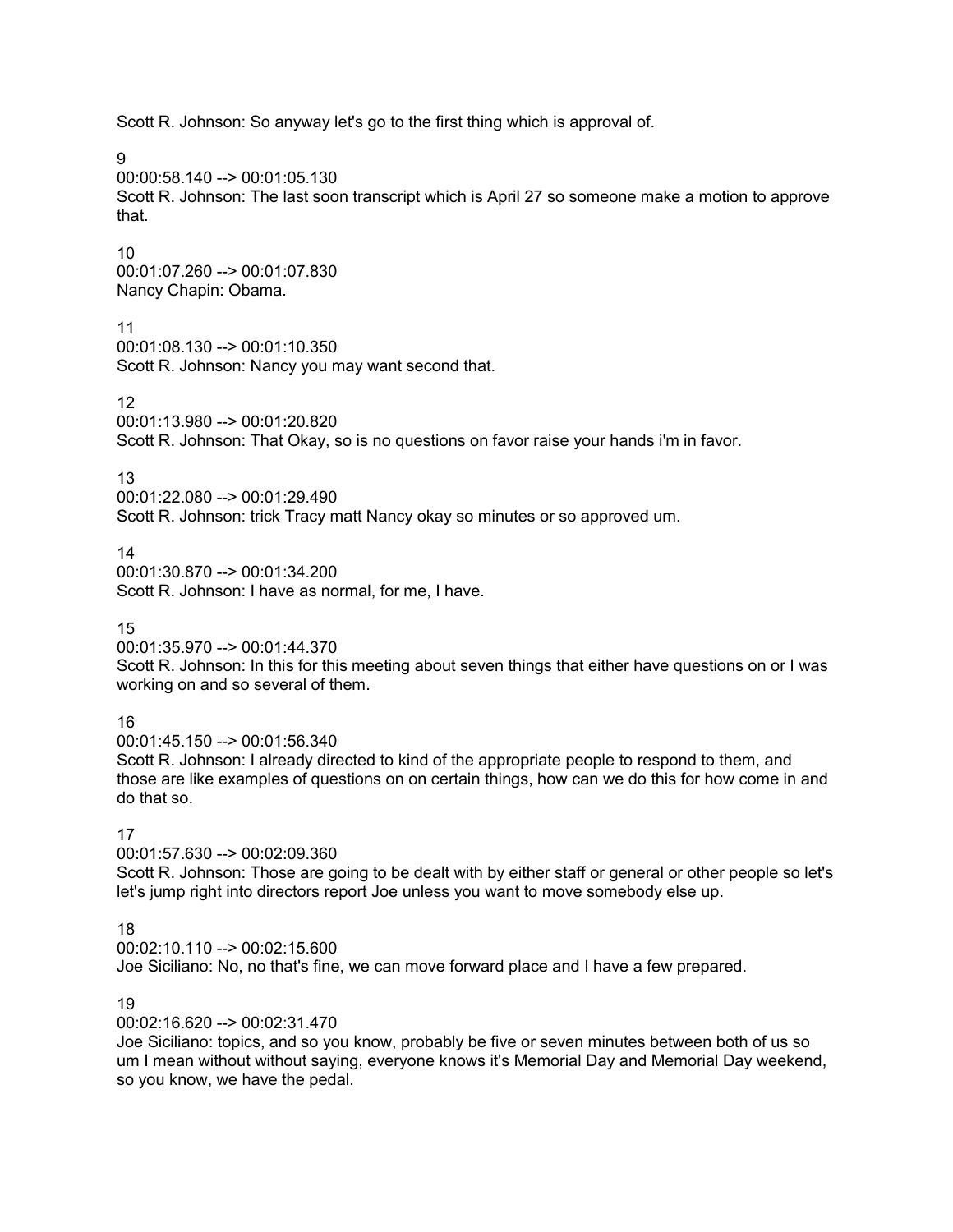Scott R. Johnson: So anyway let's go to the first thing which is approval of.

9
00:00:58.140 --> 00:01:05.130
Scott R. Johnson: The last soon transcript which is April 27 so someone make a motion to approve that.

10
00:01:07.260 --> 00:01:07.830
Nancy Chapin: Obama.

11
00:01:08.130 --> 00:01:10.350
Scott R. Johnson: Nancy you may want second that.

12
00:01:13.980 --> 00:01:20.820
Scott R. Johnson: That Okay, so is no questions on favor raise your hands i'm in favor.

13
00:01:22.080 --> 00:01:29.490
Scott R. Johnson: trick Tracy matt Nancy okay so minutes or so approved um.

14
00:01:30.870 --> 00:01:34.200
Scott R. Johnson: I have as normal, for me, I have.

15
00:01:35.970 --> 00:01:44.370
Scott R. Johnson: In this for this meeting about seven things that either have questions on or I was working on and so several of them.

16
00:01:45.150 --> 00:01:56.340
Scott R. Johnson: I already directed to kind of the appropriate people to respond to them, and those are like examples of questions on on certain things, how can we do this for how come in and do that so.

17
00:01:57.630 --> 00:02:09.360
Scott R. Johnson: Those are going to be dealt with by either staff or general or other people so let's let's jump right into directors report Joe unless you want to move somebody else up.

18
00:02:10.110 --> 00:02:15.600
Joe Siciliano: No, no that's fine, we can move forward place and I have a few prepared.

19
00:02:16.620 --> 00:02:31.470
Joe Siciliano: topics, and so you know, probably be five or seven minutes between both of us so um I mean without without saying, everyone knows it's Memorial Day and Memorial Day weekend, so you know, we have the pedal.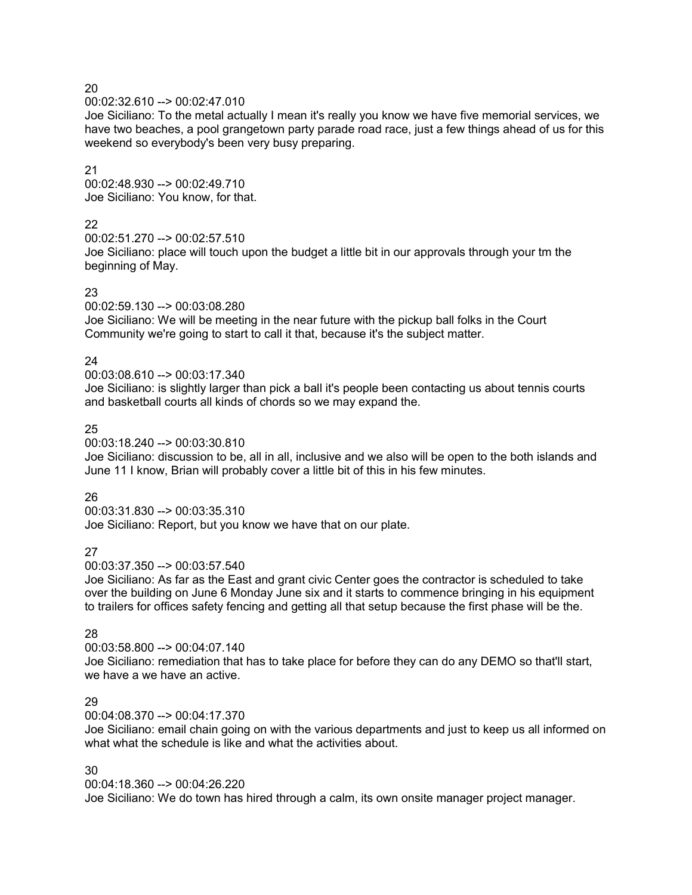20
00:02:32.610 --> 00:02:47.010
Joe Siciliano: To the metal actually I mean it's really you know we have five memorial services, we have two beaches, a pool grangetown party parade road race, just a few things ahead of us for this weekend so everybody's been very busy preparing.

21
00:02:48.930 --> 00:02:49.710
Joe Siciliano: You know, for that.

22
00:02:51.270 --> 00:02:57.510
Joe Siciliano: place will touch upon the budget a little bit in our approvals through your tm the beginning of May.

23
00:02:59.130 --> 00:03:08.280
Joe Siciliano: We will be meeting in the near future with the pickup ball folks in the Court Community we're going to start to call it that, because it's the subject matter.

24
00:03:08.610 --> 00:03:17.340
Joe Siciliano: is slightly larger than pick a ball it's people been contacting us about tennis courts and basketball courts all kinds of chords so we may expand the.

25
00:03:18.240 --> 00:03:30.810
Joe Siciliano: discussion to be, all in all, inclusive and we also will be open to the both islands and June 11 I know, Brian will probably cover a little bit of this in his few minutes.

26
00:03:31.830 --> 00:03:35.310
Joe Siciliano: Report, but you know we have that on our plate.

27
00:03:37.350 --> 00:03:57.540
Joe Siciliano: As far as the East and grant civic Center goes the contractor is scheduled to take over the building on June 6 Monday June six and it starts to commence bringing in his equipment to trailers for offices safety fencing and getting all that setup because the first phase will be the.

28
00:03:58.800 --> 00:04:07.140
Joe Siciliano: remediation that has to take place for before they can do any DEMO so that'll start, we have a we have an active.

29
00:04:08.370 --> 00:04:17.370
Joe Siciliano: email chain going on with the various departments and just to keep us all informed on what what the schedule is like and what the activities about.

30
00:04:18.360 --> 00:04:26.220
Joe Siciliano: We do town has hired through a calm, its own onsite manager project manager.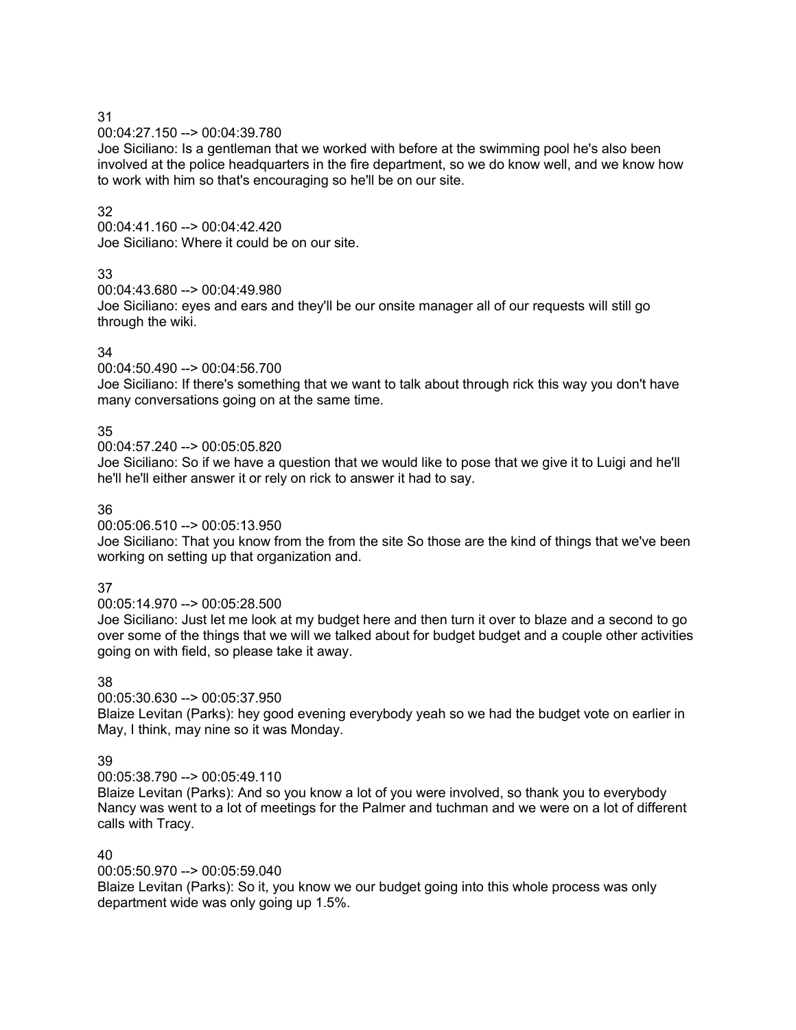31
00:04:27.150 --> 00:04:39.780
Joe Siciliano: Is a gentleman that we worked with before at the swimming pool he's also been involved at the police headquarters in the fire department, so we do know well, and we know how to work with him so that's encouraging so he'll be on our site.

32
00:04:41.160 --> 00:04:42.420
Joe Siciliano: Where it could be on our site.

33
00:04:43.680 --> 00:04:49.980
Joe Siciliano: eyes and ears and they'll be our onsite manager all of our requests will still go through the wiki.

34
00:04:50.490 --> 00:04:56.700
Joe Siciliano: If there's something that we want to talk about through rick this way you don't have many conversations going on at the same time.

35
00:04:57.240 --> 00:05:05.820
Joe Siciliano: So if we have a question that we would like to pose that we give it to Luigi and he'll he'll he'll either answer it or rely on rick to answer it had to say.

36
00:05:06.510 --> 00:05:13.950
Joe Siciliano: That you know from the from the site So those are the kind of things that we've been working on setting up that organization and.

37
00:05:14.970 --> 00:05:28.500
Joe Siciliano: Just let me look at my budget here and then turn it over to blaze and a second to go over some of the things that we will we talked about for budget budget and a couple other activities going on with field, so please take it away.

38
00:05:30.630 --> 00:05:37.950
Blaize Levitan (Parks): hey good evening everybody yeah so we had the budget vote on earlier in May, I think, may nine so it was Monday.

39
00:05:38.790 --> 00:05:49.110
Blaize Levitan (Parks): And so you know a lot of you were involved, so thank you to everybody Nancy was went to a lot of meetings for the Palmer and tuchman and we were on a lot of different calls with Tracy.

40
00:05:50.970 --> 00:05:59.040
Blaize Levitan (Parks): So it, you know we our budget going into this whole process was only department wide was only going up 1.5%.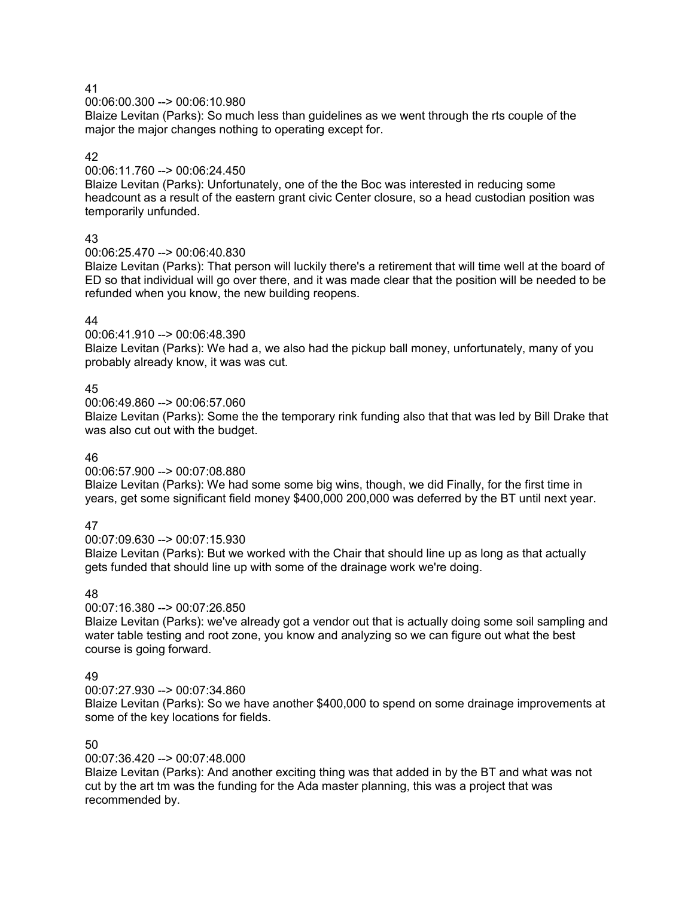41

00:06:00.300 --> 00:06:10.980

Blaize Levitan (Parks): So much less than guidelines as we went through the rts couple of the major the major changes nothing to operating except for.

42

00:06:11.760 --> 00:06:24.450

Blaize Levitan (Parks): Unfortunately, one of the the Boc was interested in reducing some headcount as a result of the eastern grant civic Center closure, so a head custodian position was temporarily unfunded.

43

00:06:25.470 --> 00:06:40.830

Blaize Levitan (Parks): That person will luckily there's a retirement that will time well at the board of ED so that individual will go over there, and it was made clear that the position will be needed to be refunded when you know, the new building reopens.

44

00:06:41.910 --> 00:06:48.390

Blaize Levitan (Parks): We had a, we also had the pickup ball money, unfortunately, many of you probably already know, it was was cut.

45

00:06:49.860 --> 00:06:57.060

Blaize Levitan (Parks): Some the the temporary rink funding also that that was led by Bill Drake that was also cut out with the budget.

46

00:06:57.900 --> 00:07:08.880

Blaize Levitan (Parks): We had some some big wins, though, we did Finally, for the first time in years, get some significant field money $400,000 200,000 was deferred by the BT until next year.

47

00:07:09.630 --> 00:07:15.930

Blaize Levitan (Parks): But we worked with the Chair that should line up as long as that actually gets funded that should line up with some of the drainage work we're doing.

48

00:07:16.380 --> 00:07:26.850

Blaize Levitan (Parks): we've already got a vendor out that is actually doing some soil sampling and water table testing and root zone, you know and analyzing so we can figure out what the best course is going forward.

49

00:07:27.930 --> 00:07:34.860

Blaize Levitan (Parks): So we have another $400,000 to spend on some drainage improvements at some of the key locations for fields.

50

00:07:36.420 --> 00:07:48.000

Blaize Levitan (Parks): And another exciting thing was that added in by the BT and what was not cut by the art tm was the funding for the Ada master planning, this was a project that was recommended by.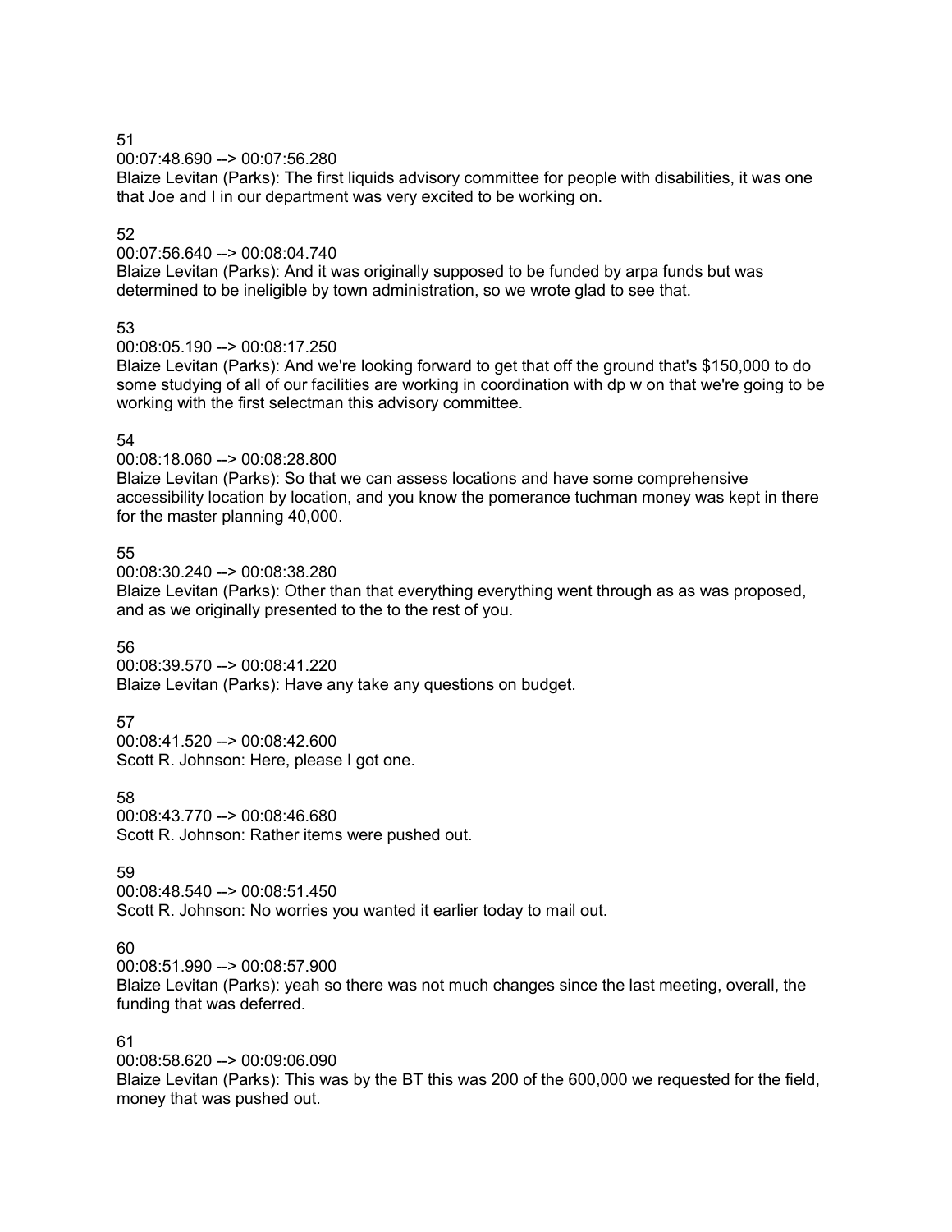51

00:07:48.690 --> 00:07:56.280

Blaize Levitan (Parks): The first liquids advisory committee for people with disabilities, it was one that Joe and I in our department was very excited to be working on.

52

00:07:56.640 --> 00:08:04.740

Blaize Levitan (Parks): And it was originally supposed to be funded by arpa funds but was determined to be ineligible by town administration, so we wrote glad to see that.

53

00:08:05.190 --> 00:08:17.250

Blaize Levitan (Parks): And we're looking forward to get that off the ground that's $150,000 to do some studying of all of our facilities are working in coordination with dp w on that we're going to be working with the first selectman this advisory committee.

54

00:08:18.060 --> 00:08:28.800

Blaize Levitan (Parks): So that we can assess locations and have some comprehensive accessibility location by location, and you know the pomerance tuchman money was kept in there for the master planning 40,000.

55

00:08:30.240 --> 00:08:38.280

Blaize Levitan (Parks): Other than that everything everything went through as as was proposed, and as we originally presented to the to the rest of you.

56

00:08:39.570 --> 00:08:41.220

Blaize Levitan (Parks): Have any take any questions on budget.

57

00:08:41.520 --> 00:08:42.600

Scott R. Johnson: Here, please I got one.

58

00:08:43.770 --> 00:08:46.680

Scott R. Johnson: Rather items were pushed out.

59

00:08:48.540 --> 00:08:51.450

Scott R. Johnson: No worries you wanted it earlier today to mail out.

60

00:08:51.990 --> 00:08:57.900

Blaize Levitan (Parks): yeah so there was not much changes since the last meeting, overall, the funding that was deferred.

61

00:08:58.620 --> 00:09:06.090

Blaize Levitan (Parks): This was by the BT this was 200 of the 600,000 we requested for the field, money that was pushed out.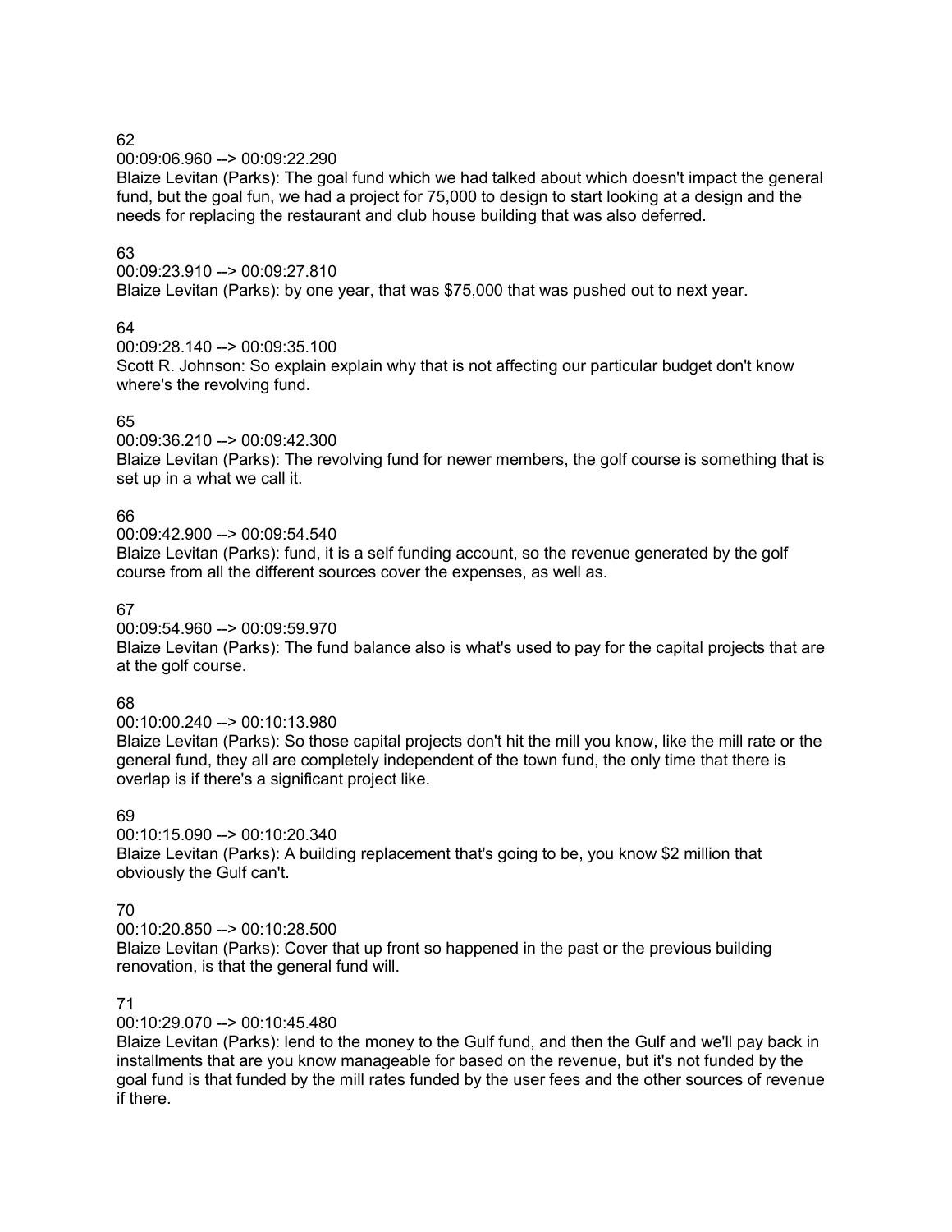62

00:09:06.960 --> 00:09:22.290

Blaize Levitan (Parks): The goal fund which we had talked about which doesn't impact the general fund, but the goal fun, we had a project for 75,000 to design to start looking at a design and the needs for replacing the restaurant and club house building that was also deferred.

63

00:09:23.910 --> 00:09:27.810

Blaize Levitan (Parks): by one year, that was $75,000 that was pushed out to next year.

64

00:09:28.140 --> 00:09:35.100

Scott R. Johnson: So explain explain why that is not affecting our particular budget don't know where's the revolving fund.

65

00:09:36.210 --> 00:09:42.300

Blaize Levitan (Parks): The revolving fund for newer members, the golf course is something that is set up in a what we call it.

66

00:09:42.900 --> 00:09:54.540

Blaize Levitan (Parks): fund, it is a self funding account, so the revenue generated by the golf course from all the different sources cover the expenses, as well as.

67

00:09:54.960 --> 00:09:59.970

Blaize Levitan (Parks): The fund balance also is what's used to pay for the capital projects that are at the golf course.

68

00:10:00.240 --> 00:10:13.980

Blaize Levitan (Parks): So those capital projects don't hit the mill you know, like the mill rate or the general fund, they all are completely independent of the town fund, the only time that there is overlap is if there's a significant project like.

69

00:10:15.090 --> 00:10:20.340

Blaize Levitan (Parks): A building replacement that's going to be, you know $2 million that obviously the Gulf can't.

70

00:10:20.850 --> 00:10:28.500

Blaize Levitan (Parks): Cover that up front so happened in the past or the previous building renovation, is that the general fund will.

71

00:10:29.070 --> 00:10:45.480

Blaize Levitan (Parks): lend to the money to the Gulf fund, and then the Gulf and we'll pay back in installments that are you know manageable for based on the revenue, but it's not funded by the goal fund is that funded by the mill rates funded by the user fees and the other sources of revenue if there.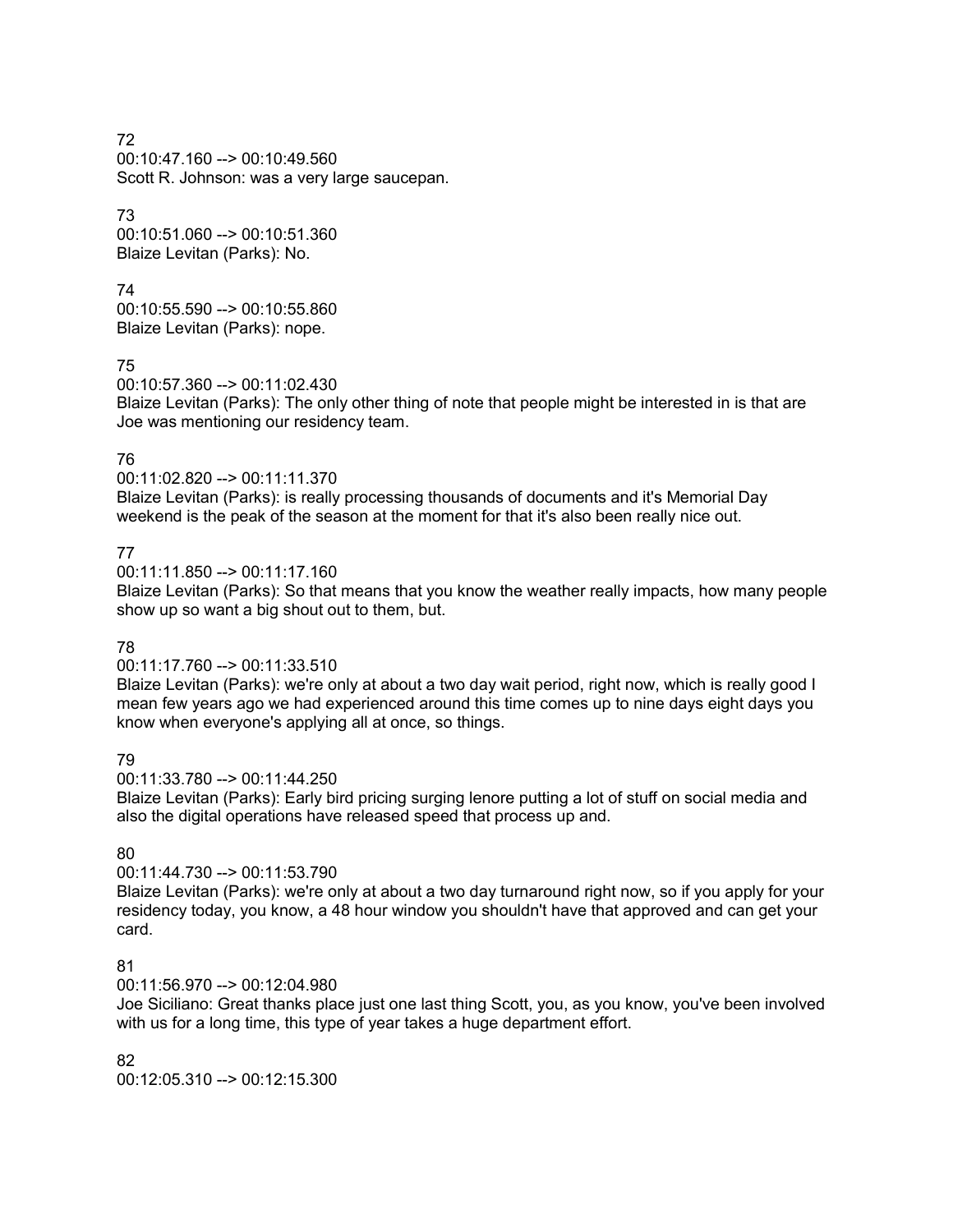72
00:10:47.160 --> 00:10:49.560
Scott R. Johnson: was a very large saucepan.

73
00:10:51.060 --> 00:10:51.360
Blaize Levitan (Parks): No.

74
00:10:55.590 --> 00:10:55.860
Blaize Levitan (Parks): nope.

75
00:10:57.360 --> 00:11:02.430
Blaize Levitan (Parks): The only other thing of note that people might be interested in is that are Joe was mentioning our residency team.

76
00:11:02.820 --> 00:11:11.370
Blaize Levitan (Parks): is really processing thousands of documents and it's Memorial Day weekend is the peak of the season at the moment for that it's also been really nice out.

77
00:11:11.850 --> 00:11:17.160
Blaize Levitan (Parks): So that means that you know the weather really impacts, how many people show up so want a big shout out to them, but.

78
00:11:17.760 --> 00:11:33.510
Blaize Levitan (Parks): we're only at about a two day wait period, right now, which is really good I mean few years ago we had experienced around this time comes up to nine days eight days you know when everyone's applying all at once, so things.

79
00:11:33.780 --> 00:11:44.250
Blaize Levitan (Parks): Early bird pricing surging lenore putting a lot of stuff on social media and also the digital operations have released speed that process up and.

80
00:11:44.730 --> 00:11:53.790
Blaize Levitan (Parks): we're only at about a two day turnaround right now, so if you apply for your residency today, you know, a 48 hour window you shouldn't have that approved and can get your card.

81
00:11:56.970 --> 00:12:04.980
Joe Siciliano: Great thanks place just one last thing Scott, you, as you know, you've been involved with us for a long time, this type of year takes a huge department effort.

82
00:12:05.310 --> 00:12:15.300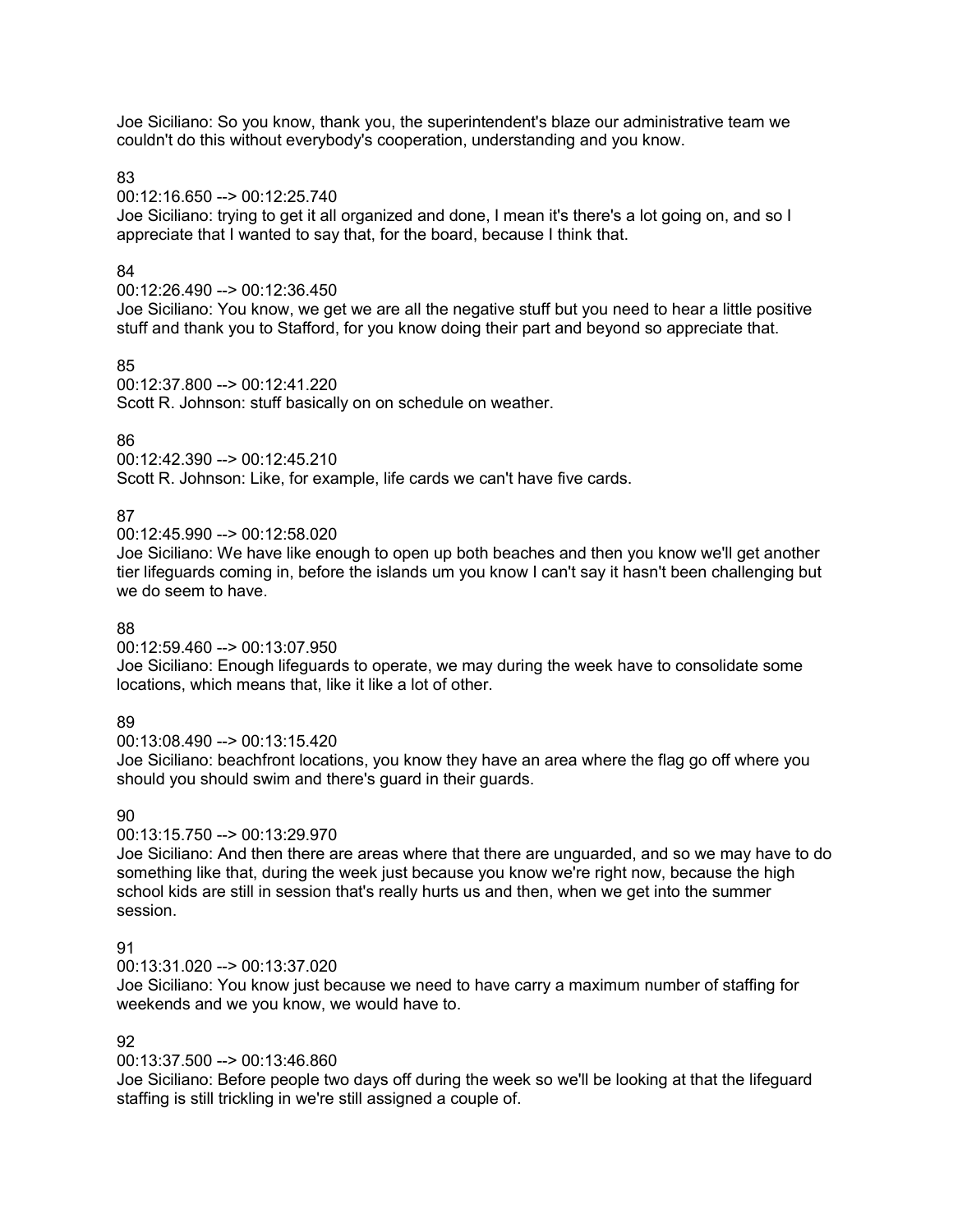Joe Siciliano: So you know, thank you, the superintendent's blaze our administrative team we couldn't do this without everybody's cooperation, understanding and you know.

83
00:12:16.650 --> 00:12:25.740
Joe Siciliano: trying to get it all organized and done, I mean it's there's a lot going on, and so I appreciate that I wanted to say that, for the board, because I think that.

84
00:12:26.490 --> 00:12:36.450
Joe Siciliano: You know, we get we are all the negative stuff but you need to hear a little positive stuff and thank you to Stafford, for you know doing their part and beyond so appreciate that.

85
00:12:37.800 --> 00:12:41.220
Scott R. Johnson: stuff basically on on schedule on weather.

86
00:12:42.390 --> 00:12:45.210
Scott R. Johnson: Like, for example, life cards we can't have five cards.

87
00:12:45.990 --> 00:12:58.020
Joe Siciliano: We have like enough to open up both beaches and then you know we'll get another tier lifeguards coming in, before the islands um you know I can't say it hasn't been challenging but we do seem to have.

88
00:12:59.460 --> 00:13:07.950
Joe Siciliano: Enough lifeguards to operate, we may during the week have to consolidate some locations, which means that, like it like a lot of other.

89
00:13:08.490 --> 00:13:15.420
Joe Siciliano: beachfront locations, you know they have an area where the flag go off where you should you should swim and there's guard in their guards.

90
00:13:15.750 --> 00:13:29.970
Joe Siciliano: And then there are areas where that there are unguarded, and so we may have to do something like that, during the week just because you know we're right now, because the high school kids are still in session that's really hurts us and then, when we get into the summer session.

91
00:13:31.020 --> 00:13:37.020
Joe Siciliano: You know just because we need to have carry a maximum number of staffing for weekends and we you know, we would have to.

92
00:13:37.500 --> 00:13:46.860
Joe Siciliano: Before people two days off during the week so we'll be looking at that the lifeguard staffing is still trickling in we're still assigned a couple of.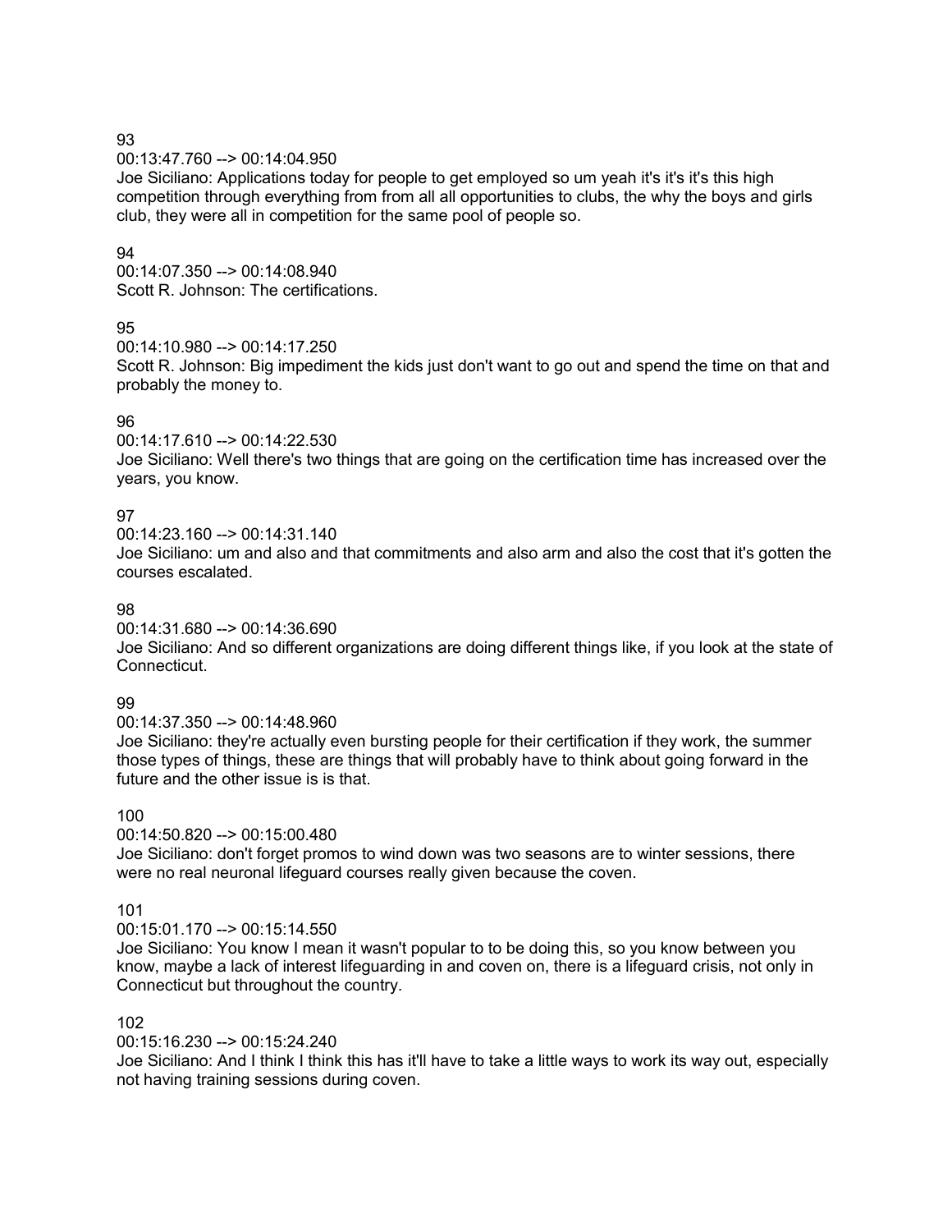93
00:13:47.760 --> 00:14:04.950
Joe Siciliano: Applications today for people to get employed so um yeah it's it's it's this high competition through everything from from all all opportunities to clubs, the why the boys and girls club, they were all in competition for the same pool of people so.

94
00:14:07.350 --> 00:14:08.940
Scott R. Johnson: The certifications.

95
00:14:10.980 --> 00:14:17.250
Scott R. Johnson: Big impediment the kids just don't want to go out and spend the time on that and probably the money to.

96
00:14:17.610 --> 00:14:22.530
Joe Siciliano: Well there's two things that are going on the certification time has increased over the years, you know.

97
00:14:23.160 --> 00:14:31.140
Joe Siciliano: um and also and that commitments and also arm and also the cost that it's gotten the courses escalated.

98
00:14:31.680 --> 00:14:36.690
Joe Siciliano: And so different organizations are doing different things like, if you look at the state of Connecticut.

99
00:14:37.350 --> 00:14:48.960
Joe Siciliano: they're actually even bursting people for their certification if they work, the summer those types of things, these are things that will probably have to think about going forward in the future and the other issue is is that.

100
00:14:50.820 --> 00:15:00.480
Joe Siciliano: don't forget promos to wind down was two seasons are to winter sessions, there were no real neuronal lifeguard courses really given because the coven.

101
00:15:01.170 --> 00:15:14.550
Joe Siciliano: You know I mean it wasn't popular to to be doing this, so you know between you know, maybe a lack of interest lifeguarding in and coven on, there is a lifeguard crisis, not only in Connecticut but throughout the country.

102
00:15:16.230 --> 00:15:24.240
Joe Siciliano: And I think I think this has it'll have to take a little ways to work its way out, especially not having training sessions during coven.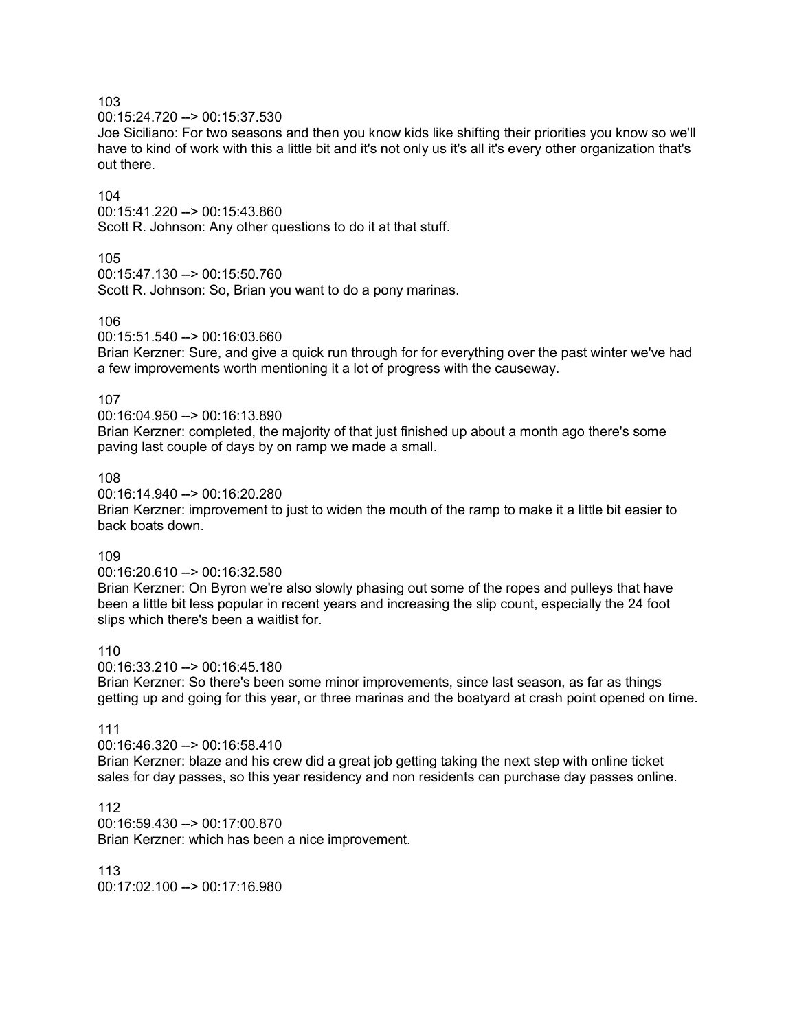103
00:15:24.720 --> 00:15:37.530
Joe Siciliano: For two seasons and then you know kids like shifting their priorities you know so we'll have to kind of work with this a little bit and it's not only us it's all it's every other organization that's out there.

104
00:15:41.220 --> 00:15:43.860
Scott R. Johnson: Any other questions to do it at that stuff.

105
00:15:47.130 --> 00:15:50.760
Scott R. Johnson: So, Brian you want to do a pony marinas.

106
00:15:51.540 --> 00:16:03.660
Brian Kerzner: Sure, and give a quick run through for for everything over the past winter we've had a few improvements worth mentioning it a lot of progress with the causeway.

107
00:16:04.950 --> 00:16:13.890
Brian Kerzner: completed, the majority of that just finished up about a month ago there's some paving last couple of days by on ramp we made a small.

108
00:16:14.940 --> 00:16:20.280
Brian Kerzner: improvement to just to widen the mouth of the ramp to make it a little bit easier to back boats down.

109
00:16:20.610 --> 00:16:32.580
Brian Kerzner: On Byron we're also slowly phasing out some of the ropes and pulleys that have been a little bit less popular in recent years and increasing the slip count, especially the 24 foot slips which there's been a waitlist for.

110
00:16:33.210 --> 00:16:45.180
Brian Kerzner: So there's been some minor improvements, since last season, as far as things getting up and going for this year, or three marinas and the boatyard at crash point opened on time.

111
00:16:46.320 --> 00:16:58.410
Brian Kerzner: blaze and his crew did a great job getting taking the next step with online ticket sales for day passes, so this year residency and non residents can purchase day passes online.

112
00:16:59.430 --> 00:17:00.870
Brian Kerzner: which has been a nice improvement.

113
00:17:02.100 --> 00:17:16.980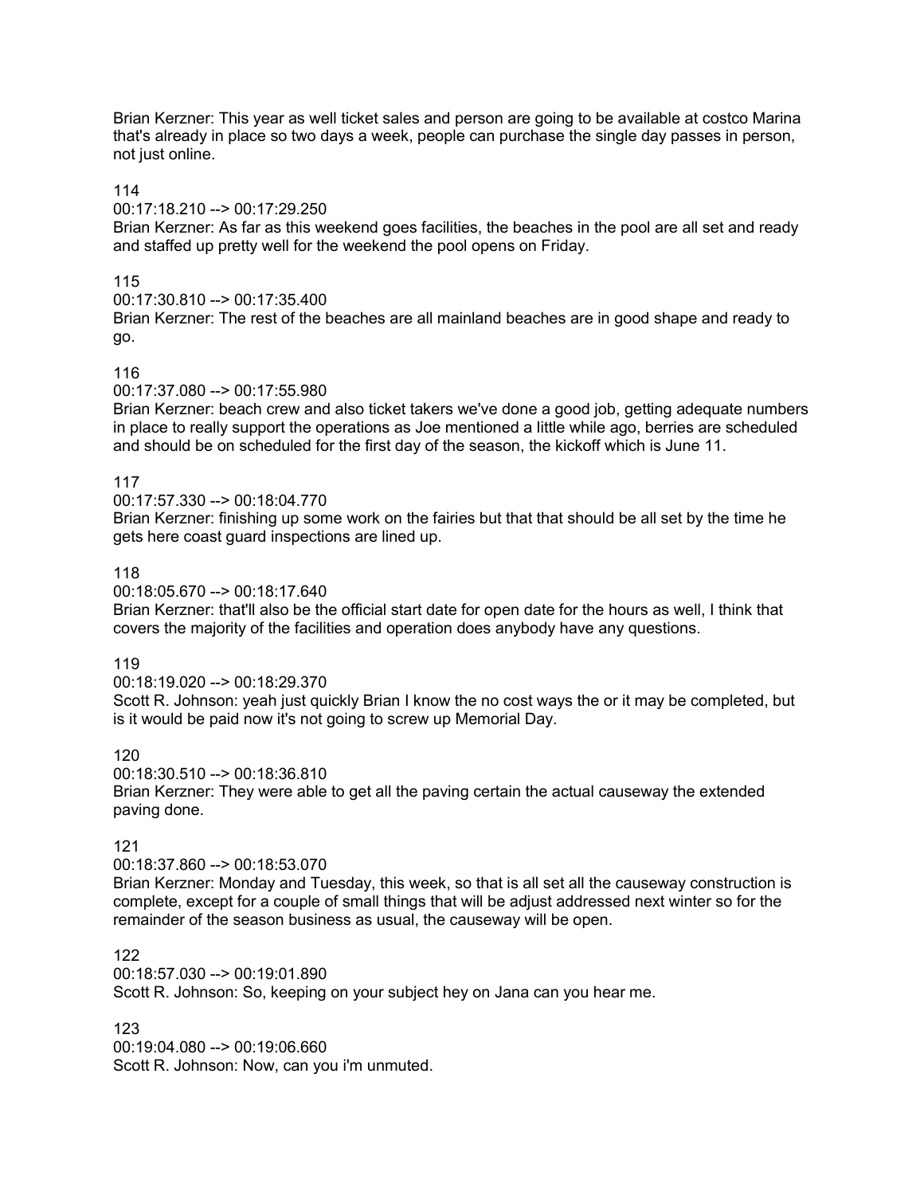Brian Kerzner: This year as well ticket sales and person are going to be available at costco Marina that's already in place so two days a week, people can purchase the single day passes in person, not just online.

114

00:17:18.210 --> 00:17:29.250

Brian Kerzner: As far as this weekend goes facilities, the beaches in the pool are all set and ready and staffed up pretty well for the weekend the pool opens on Friday.

115

00:17:30.810 --> 00:17:35.400

Brian Kerzner: The rest of the beaches are all mainland beaches are in good shape and ready to go.

116

00:17:37.080 --> 00:17:55.980

Brian Kerzner: beach crew and also ticket takers we've done a good job, getting adequate numbers in place to really support the operations as Joe mentioned a little while ago, berries are scheduled and should be on scheduled for the first day of the season, the kickoff which is June 11.

117

00:17:57.330 --> 00:18:04.770

Brian Kerzner: finishing up some work on the fairies but that that should be all set by the time he gets here coast guard inspections are lined up.

118

00:18:05.670 --> 00:18:17.640

Brian Kerzner: that'll also be the official start date for open date for the hours as well, I think that covers the majority of the facilities and operation does anybody have any questions.

119

00:18:19.020 --> 00:18:29.370

Scott R. Johnson: yeah just quickly Brian I know the no cost ways the or it may be completed, but is it would be paid now it's not going to screw up Memorial Day.

120

00:18:30.510 --> 00:18:36.810

Brian Kerzner: They were able to get all the paving certain the actual causeway the extended paving done.

121

00:18:37.860 --> 00:18:53.070

Brian Kerzner: Monday and Tuesday, this week, so that is all set all the causeway construction is complete, except for a couple of small things that will be adjust addressed next winter so for the remainder of the season business as usual, the causeway will be open.

122

00:18:57.030 --> 00:19:01.890

Scott R. Johnson: So, keeping on your subject hey on Jana can you hear me.

123

00:19:04.080 --> 00:19:06.660

Scott R. Johnson: Now, can you i'm unmuted.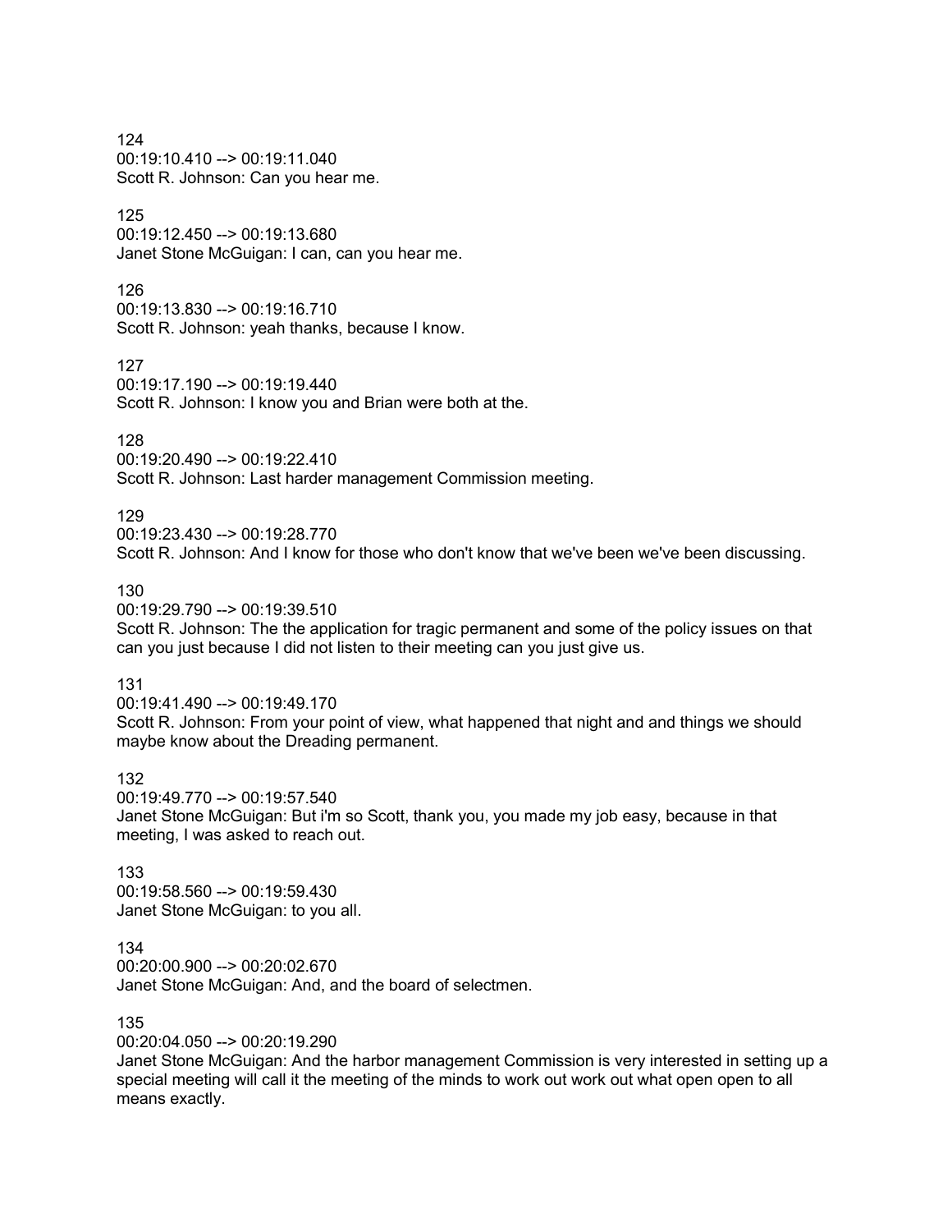124
00:19:10.410 --> 00:19:11.040
Scott R. Johnson: Can you hear me.

125
00:19:12.450 --> 00:19:13.680
Janet Stone McGuigan: I can, can you hear me.

126
00:19:13.830 --> 00:19:16.710
Scott R. Johnson: yeah thanks, because I know.

127
00:19:17.190 --> 00:19:19.440
Scott R. Johnson: I know you and Brian were both at the.

128
00:19:20.490 --> 00:19:22.410
Scott R. Johnson: Last harder management Commission meeting.

129
00:19:23.430 --> 00:19:28.770
Scott R. Johnson: And I know for those who don't know that we've been we've been discussing.

130
00:19:29.790 --> 00:19:39.510
Scott R. Johnson: The the application for tragic permanent and some of the policy issues on that can you just because I did not listen to their meeting can you just give us.

131
00:19:41.490 --> 00:19:49.170
Scott R. Johnson: From your point of view, what happened that night and and things we should maybe know about the Dreading permanent.

132
00:19:49.770 --> 00:19:57.540
Janet Stone McGuigan: But i'm so Scott, thank you, you made my job easy, because in that meeting, I was asked to reach out.

133
00:19:58.560 --> 00:19:59.430
Janet Stone McGuigan: to you all.

134
00:20:00.900 --> 00:20:02.670
Janet Stone McGuigan: And, and the board of selectmen.

135
00:20:04.050 --> 00:20:19.290
Janet Stone McGuigan: And the harbor management Commission is very interested in setting up a special meeting will call it the meeting of the minds to work out work out what open open to all means exactly.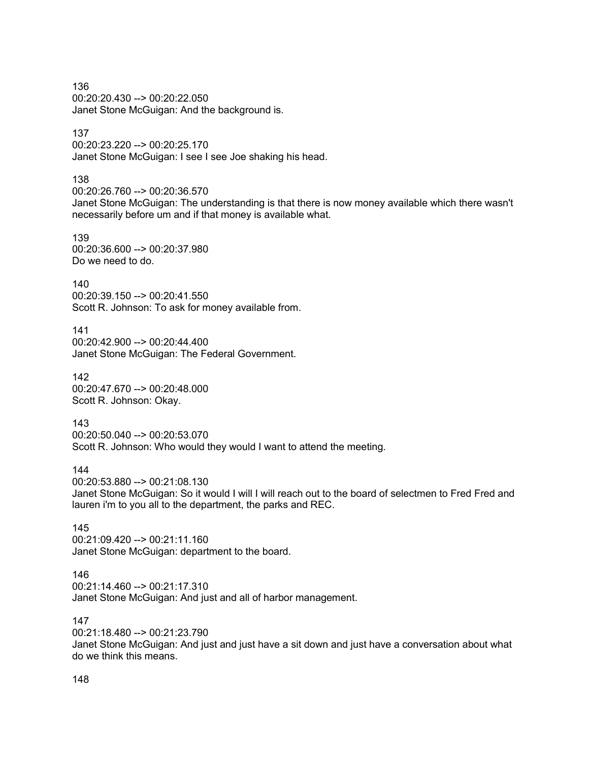136
00:20:20.430 --> 00:20:22.050
Janet Stone McGuigan: And the background is.

137
00:20:23.220 --> 00:20:25.170
Janet Stone McGuigan: I see I see Joe shaking his head.

138
00:20:26.760 --> 00:20:36.570
Janet Stone McGuigan: The understanding is that there is now money available which there wasn't necessarily before um and if that money is available what.

139
00:20:36.600 --> 00:20:37.980
Do we need to do.

140
00:20:39.150 --> 00:20:41.550
Scott R. Johnson: To ask for money available from.

141
00:20:42.900 --> 00:20:44.400
Janet Stone McGuigan: The Federal Government.

142
00:20:47.670 --> 00:20:48.000
Scott R. Johnson: Okay.

143
00:20:50.040 --> 00:20:53.070
Scott R. Johnson: Who would they would I want to attend the meeting.

144
00:20:53.880 --> 00:21:08.130
Janet Stone McGuigan: So it would I will I will reach out to the board of selectmen to Fred Fred and lauren i'm to you all to the department, the parks and REC.

145
00:21:09.420 --> 00:21:11.160
Janet Stone McGuigan: department to the board.

146
00:21:14.460 --> 00:21:17.310
Janet Stone McGuigan: And just and all of harbor management.

147
00:21:18.480 --> 00:21:23.790
Janet Stone McGuigan: And just and just have a sit down and just have a conversation about what do we think this means.

148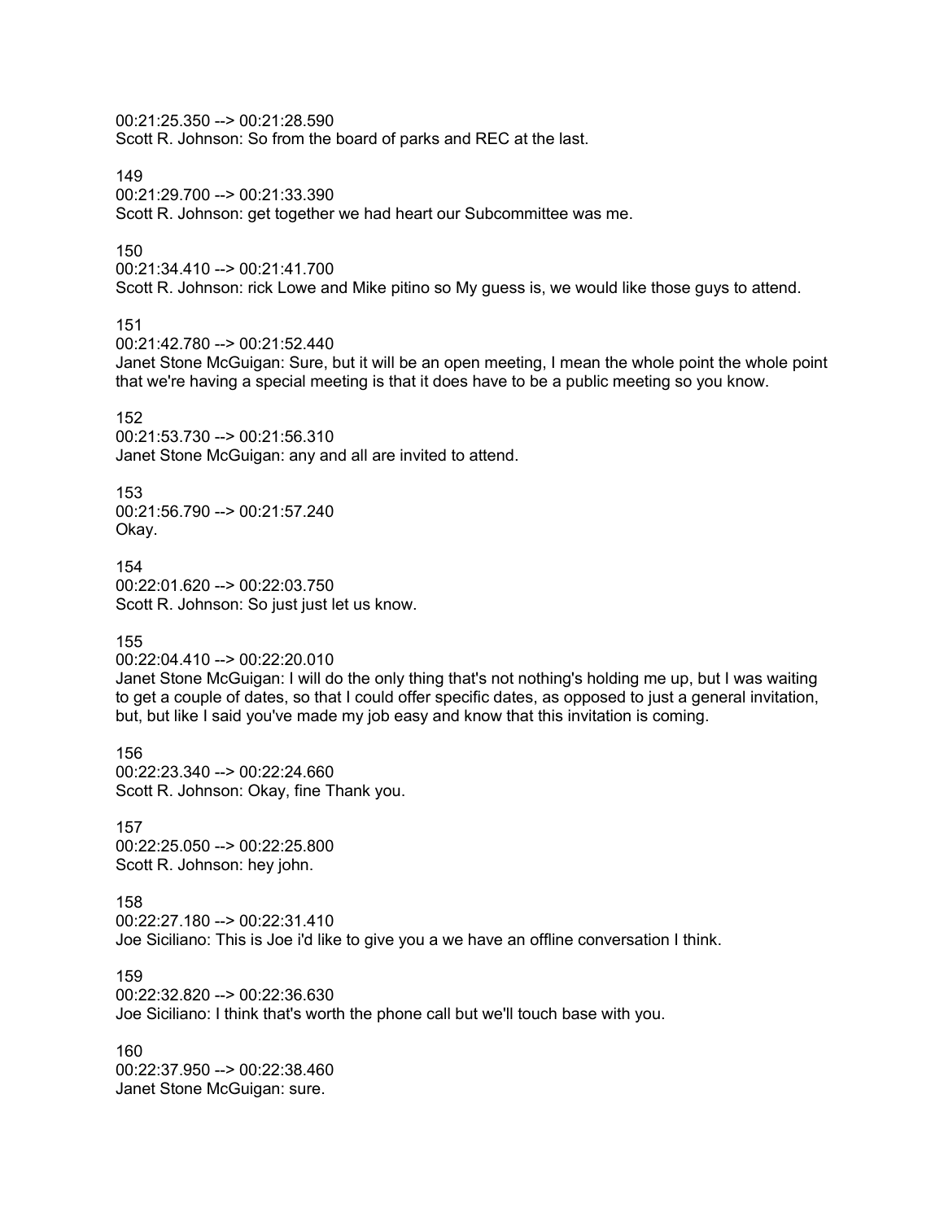00:21:25.350 --> 00:21:28.590
Scott R. Johnson: So from the board of parks and REC at the last.

149
00:21:29.700 --> 00:21:33.390
Scott R. Johnson: get together we had heart our Subcommittee was me.

150
00:21:34.410 --> 00:21:41.700
Scott R. Johnson: rick Lowe and Mike pitino so My guess is, we would like those guys to attend.

151
00:21:42.780 --> 00:21:52.440
Janet Stone McGuigan: Sure, but it will be an open meeting, I mean the whole point the whole point that we're having a special meeting is that it does have to be a public meeting so you know.

152
00:21:53.730 --> 00:21:56.310
Janet Stone McGuigan: any and all are invited to attend.

153
00:21:56.790 --> 00:21:57.240
Okay.

154
00:22:01.620 --> 00:22:03.750
Scott R. Johnson: So just just let us know.

155
00:22:04.410 --> 00:22:20.010
Janet Stone McGuigan: I will do the only thing that's not nothing's holding me up, but I was waiting to get a couple of dates, so that I could offer specific dates, as opposed to just a general invitation, but, but like I said you've made my job easy and know that this invitation is coming.

156
00:22:23.340 --> 00:22:24.660
Scott R. Johnson: Okay, fine Thank you.

157
00:22:25.050 --> 00:22:25.800
Scott R. Johnson: hey john.

158
00:22:27.180 --> 00:22:31.410
Joe Siciliano: This is Joe i'd like to give you a we have an offline conversation I think.

159
00:22:32.820 --> 00:22:36.630
Joe Siciliano: I think that's worth the phone call but we'll touch base with you.

160
00:22:37.950 --> 00:22:38.460
Janet Stone McGuigan: sure.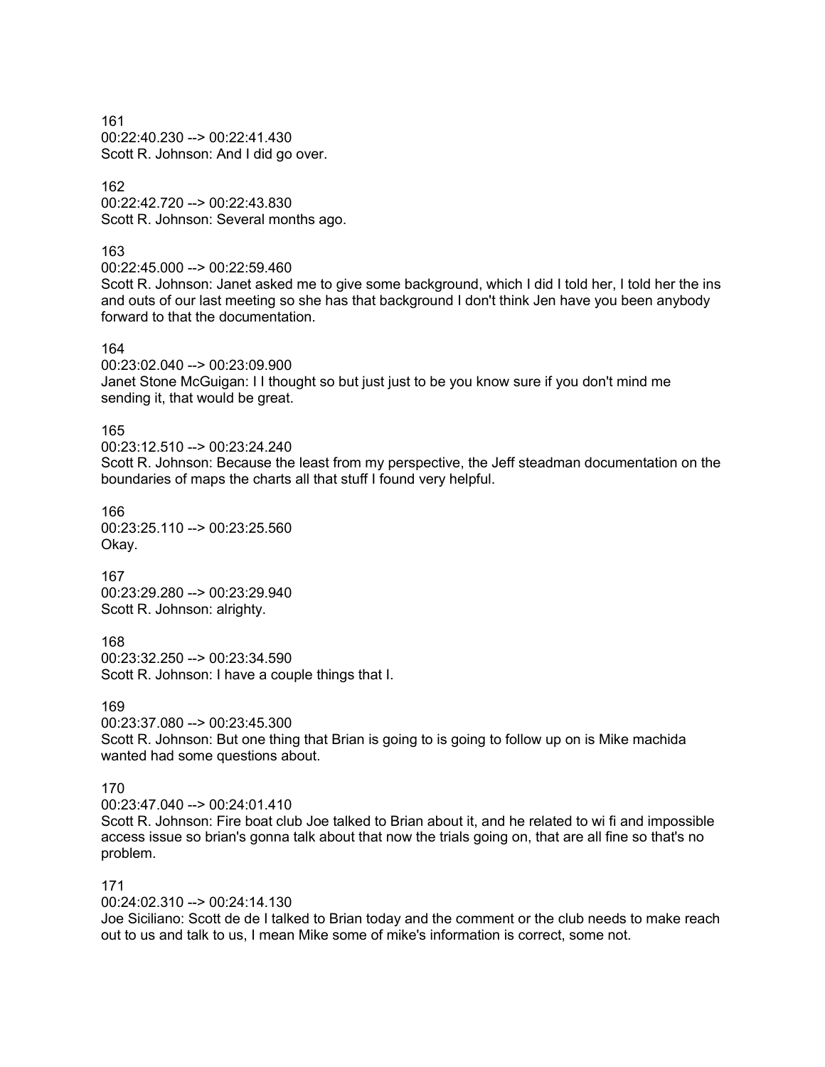161
00:22:40.230 --> 00:22:41.430
Scott R. Johnson: And I did go over.

162
00:22:42.720 --> 00:22:43.830
Scott R. Johnson: Several months ago.

163
00:22:45.000 --> 00:22:59.460
Scott R. Johnson: Janet asked me to give some background, which I did I told her, I told her the ins and outs of our last meeting so she has that background I don't think Jen have you been anybody forward to that the documentation.

164
00:23:02.040 --> 00:23:09.900
Janet Stone McGuigan: I I thought so but just just to be you know sure if you don't mind me sending it, that would be great.

165
00:23:12.510 --> 00:23:24.240
Scott R. Johnson: Because the least from my perspective, the Jeff steadman documentation on the boundaries of maps the charts all that stuff I found very helpful.

166
00:23:25.110 --> 00:23:25.560
Okay.

167
00:23:29.280 --> 00:23:29.940
Scott R. Johnson: alrighty.

168
00:23:32.250 --> 00:23:34.590
Scott R. Johnson: I have a couple things that I.

169
00:23:37.080 --> 00:23:45.300
Scott R. Johnson: But one thing that Brian is going to is going to follow up on is Mike machida wanted had some questions about.

170
00:23:47.040 --> 00:24:01.410
Scott R. Johnson: Fire boat club Joe talked to Brian about it, and he related to wi fi and impossible access issue so brian's gonna talk about that now the trials going on, that are all fine so that's no problem.

171
00:24:02.310 --> 00:24:14.130
Joe Siciliano: Scott de de I talked to Brian today and the comment or the club needs to make reach out to us and talk to us, I mean Mike some of mike's information is correct, some not.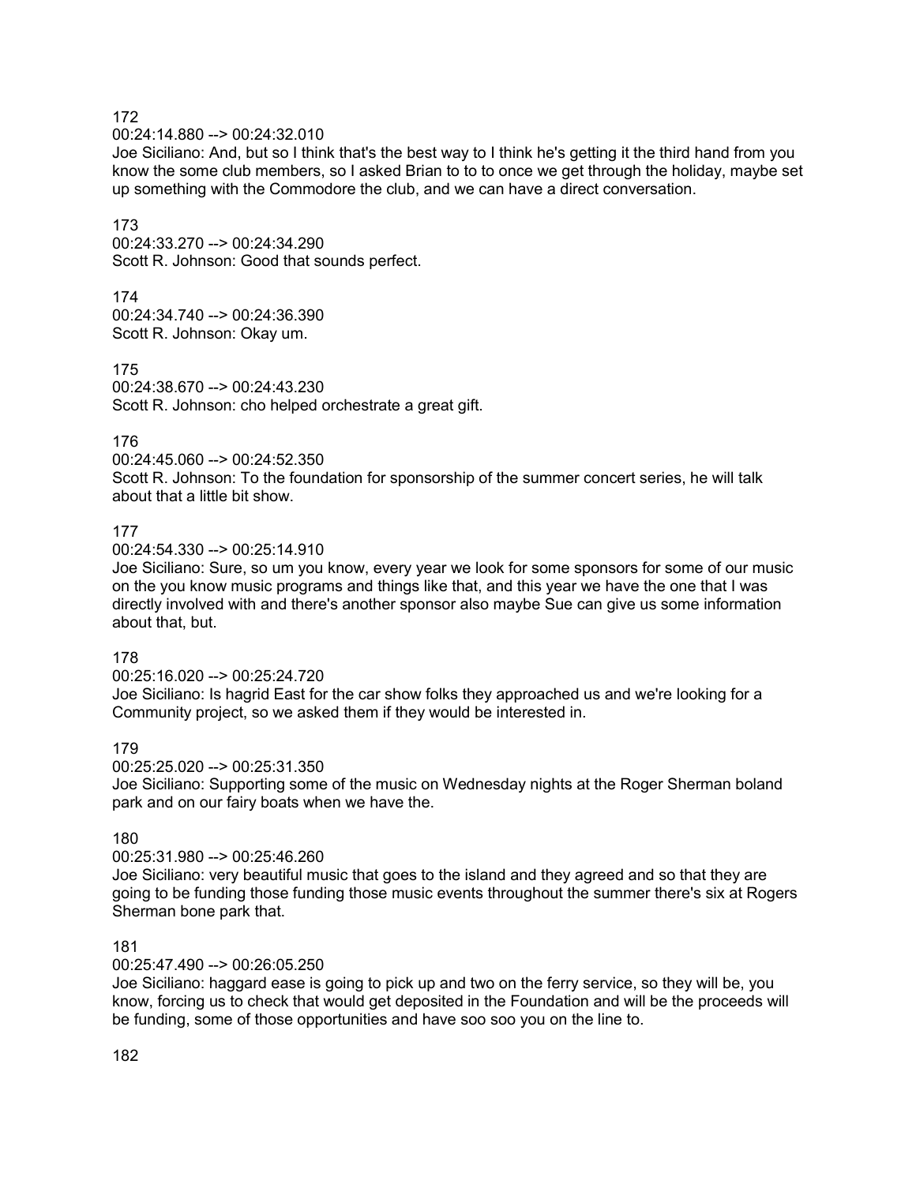172
00:24:14.880 --> 00:24:32.010
Joe Siciliano: And, but so I think that's the best way to I think he's getting it the third hand from you know the some club members, so I asked Brian to to to once we get through the holiday, maybe set up something with the Commodore the club, and we can have a direct conversation.

173
00:24:33.270 --> 00:24:34.290
Scott R. Johnson: Good that sounds perfect.

174
00:24:34.740 --> 00:24:36.390
Scott R. Johnson: Okay um.

175
00:24:38.670 --> 00:24:43.230
Scott R. Johnson: cho helped orchestrate a great gift.

176
00:24:45.060 --> 00:24:52.350
Scott R. Johnson: To the foundation for sponsorship of the summer concert series, he will talk about that a little bit show.

177
00:24:54.330 --> 00:25:14.910
Joe Siciliano: Sure, so um you know, every year we look for some sponsors for some of our music on the you know music programs and things like that, and this year we have the one that I was directly involved with and there's another sponsor also maybe Sue can give us some information about that, but.

178
00:25:16.020 --> 00:25:24.720
Joe Siciliano: Is hagrid East for the car show folks they approached us and we're looking for a Community project, so we asked them if they would be interested in.

179
00:25:25.020 --> 00:25:31.350
Joe Siciliano: Supporting some of the music on Wednesday nights at the Roger Sherman boland park and on our fairy boats when we have the.

180
00:25:31.980 --> 00:25:46.260
Joe Siciliano: very beautiful music that goes to the island and they agreed and so that they are going to be funding those funding those music events throughout the summer there's six at Rogers Sherman bone park that.

181
00:25:47.490 --> 00:26:05.250
Joe Siciliano: haggard ease is going to pick up and two on the ferry service, so they will be, you know, forcing us to check that would get deposited in the Foundation and will be the proceeds will be funding, some of those opportunities and have soo soo you on the line to.

182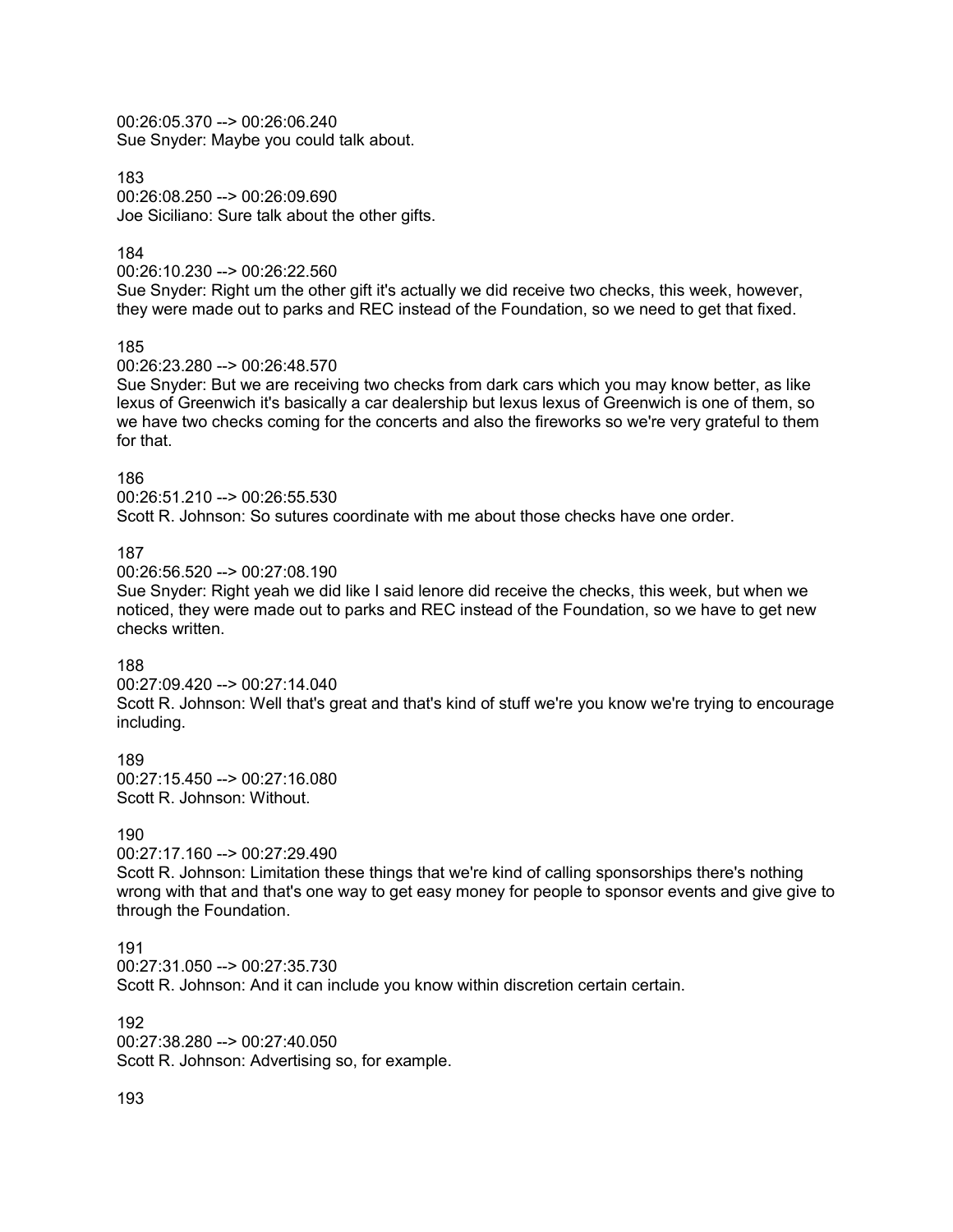00:26:05.370 --> 00:26:06.240
Sue Snyder: Maybe you could talk about.

183
00:26:08.250 --> 00:26:09.690
Joe Siciliano: Sure talk about the other gifts.

184
00:26:10.230 --> 00:26:22.560
Sue Snyder: Right um the other gift it's actually we did receive two checks, this week, however, they were made out to parks and REC instead of the Foundation, so we need to get that fixed.

185
00:26:23.280 --> 00:26:48.570
Sue Snyder: But we are receiving two checks from dark cars which you may know better, as like lexus of Greenwich it's basically a car dealership but lexus lexus of Greenwich is one of them, so we have two checks coming for the concerts and also the fireworks so we're very grateful to them for that.

186
00:26:51.210 --> 00:26:55.530
Scott R. Johnson: So sutures coordinate with me about those checks have one order.

187
00:26:56.520 --> 00:27:08.190
Sue Snyder: Right yeah we did like I said lenore did receive the checks, this week, but when we noticed, they were made out to parks and REC instead of the Foundation, so we have to get new checks written.

188
00:27:09.420 --> 00:27:14.040
Scott R. Johnson: Well that's great and that's kind of stuff we're you know we're trying to encourage including.

189
00:27:15.450 --> 00:27:16.080
Scott R. Johnson: Without.

190
00:27:17.160 --> 00:27:29.490
Scott R. Johnson: Limitation these things that we're kind of calling sponsorships there's nothing wrong with that and that's one way to get easy money for people to sponsor events and give give to through the Foundation.

191
00:27:31.050 --> 00:27:35.730
Scott R. Johnson: And it can include you know within discretion certain certain.

192
00:27:38.280 --> 00:27:40.050
Scott R. Johnson: Advertising so, for example.

193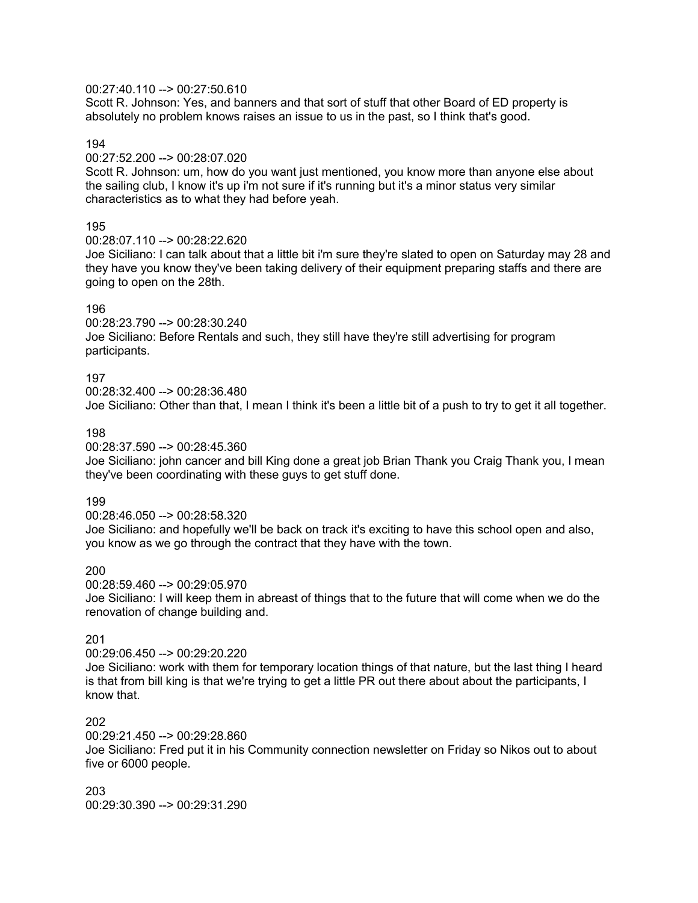00:27:40.110 --> 00:27:50.610
Scott R. Johnson: Yes, and banners and that sort of stuff that other Board of ED property is absolutely no problem knows raises an issue to us in the past, so I think that's good.

194
00:27:52.200 --> 00:28:07.020
Scott R. Johnson: um, how do you want just mentioned, you know more than anyone else about the sailing club, I know it's up i'm not sure if it's running but it's a minor status very similar characteristics as to what they had before yeah.

195
00:28:07.110 --> 00:28:22.620
Joe Siciliano: I can talk about that a little bit i'm sure they're slated to open on Saturday may 28 and they have you know they've been taking delivery of their equipment preparing staffs and there are going to open on the 28th.

196
00:28:23.790 --> 00:28:30.240
Joe Siciliano: Before Rentals and such, they still have they're still advertising for program participants.

197
00:28:32.400 --> 00:28:36.480
Joe Siciliano: Other than that, I mean I think it's been a little bit of a push to try to get it all together.

198
00:28:37.590 --> 00:28:45.360
Joe Siciliano: john cancer and bill King done a great job Brian Thank you Craig Thank you, I mean they've been coordinating with these guys to get stuff done.

199
00:28:46.050 --> 00:28:58.320
Joe Siciliano: and hopefully we'll be back on track it's exciting to have this school open and also, you know as we go through the contract that they have with the town.

200
00:28:59.460 --> 00:29:05.970
Joe Siciliano: I will keep them in abreast of things that to the future that will come when we do the renovation of change building and.

201
00:29:06.450 --> 00:29:20.220
Joe Siciliano: work with them for temporary location things of that nature, but the last thing I heard is that from bill king is that we're trying to get a little PR out there about about the participants, I know that.

202
00:29:21.450 --> 00:29:28.860
Joe Siciliano: Fred put it in his Community connection newsletter on Friday so Nikos out to about five or 6000 people.

203
00:29:30.390 --> 00:29:31.290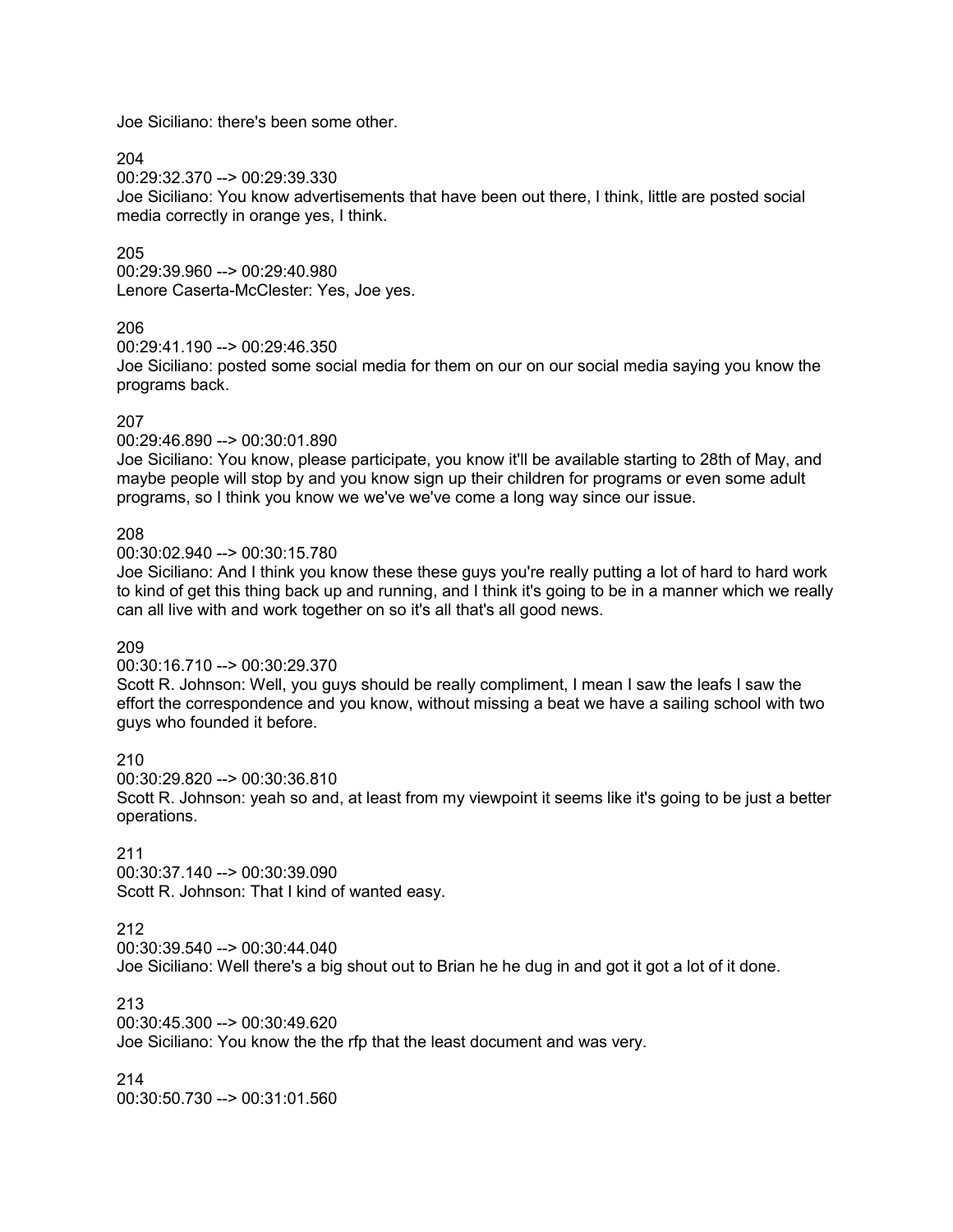Joe Siciliano: there's been some other.

204
00:29:32.370 --> 00:29:39.330
Joe Siciliano: You know advertisements that have been out there, I think, little are posted social media correctly in orange yes, I think.

205
00:29:39.960 --> 00:29:40.980
Lenore Caserta-McClester: Yes, Joe yes.

206
00:29:41.190 --> 00:29:46.350
Joe Siciliano: posted some social media for them on our on our social media saying you know the programs back.

207
00:29:46.890 --> 00:30:01.890
Joe Siciliano: You know, please participate, you know it'll be available starting to 28th of May, and maybe people will stop by and you know sign up their children for programs or even some adult programs, so I think you know we we've we've come a long way since our issue.

208
00:30:02.940 --> 00:30:15.780
Joe Siciliano: And I think you know these these guys you're really putting a lot of hard to hard work to kind of get this thing back up and running, and I think it's going to be in a manner which we really can all live with and work together on so it's all that's all good news.

209
00:30:16.710 --> 00:30:29.370
Scott R. Johnson: Well, you guys should be really compliment, I mean I saw the leafs I saw the effort the correspondence and you know, without missing a beat we have a sailing school with two guys who founded it before.

210
00:30:29.820 --> 00:30:36.810
Scott R. Johnson: yeah so and, at least from my viewpoint it seems like it's going to be just a better operations.

211
00:30:37.140 --> 00:30:39.090
Scott R. Johnson: That I kind of wanted easy.

212
00:30:39.540 --> 00:30:44.040
Joe Siciliano: Well there's a big shout out to Brian he he dug in and got it got a lot of it done.

213
00:30:45.300 --> 00:30:49.620
Joe Siciliano: You know the the rfp that the least document and was very.

214
00:30:50.730 --> 00:31:01.560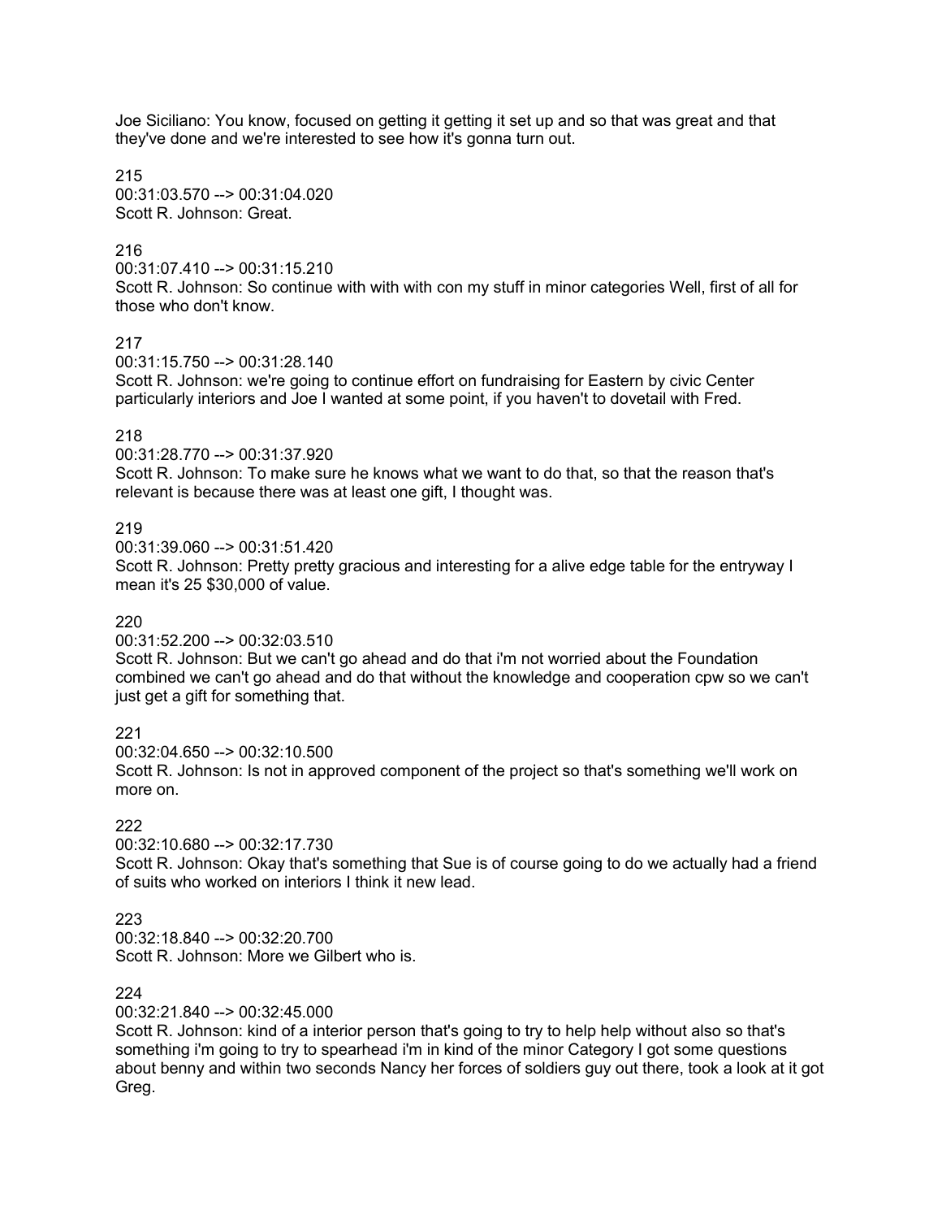Joe Siciliano: You know, focused on getting it getting it set up and so that was great and that they've done and we're interested to see how it's gonna turn out.

215
00:31:03.570 --> 00:31:04.020
Scott R. Johnson: Great.

216
00:31:07.410 --> 00:31:15.210
Scott R. Johnson: So continue with with with con my stuff in minor categories Well, first of all for those who don't know.

217
00:31:15.750 --> 00:31:28.140
Scott R. Johnson: we're going to continue effort on fundraising for Eastern by civic Center particularly interiors and Joe I wanted at some point, if you haven't to dovetail with Fred.

218
00:31:28.770 --> 00:31:37.920
Scott R. Johnson: To make sure he knows what we want to do that, so that the reason that's relevant is because there was at least one gift, I thought was.

219
00:31:39.060 --> 00:31:51.420
Scott R. Johnson: Pretty pretty gracious and interesting for a alive edge table for the entryway I mean it's 25 $30,000 of value.

220
00:31:52.200 --> 00:32:03.510
Scott R. Johnson: But we can't go ahead and do that i'm not worried about the Foundation combined we can't go ahead and do that without the knowledge and cooperation cpw so we can't just get a gift for something that.

221
00:32:04.650 --> 00:32:10.500
Scott R. Johnson: Is not in approved component of the project so that's something we'll work on more on.

222
00:32:10.680 --> 00:32:17.730
Scott R. Johnson: Okay that's something that Sue is of course going to do we actually had a friend of suits who worked on interiors I think it new lead.

223
00:32:18.840 --> 00:32:20.700
Scott R. Johnson: More we Gilbert who is.

224
00:32:21.840 --> 00:32:45.000
Scott R. Johnson: kind of a interior person that's going to try to help help without also so that's something i'm going to try to spearhead i'm in kind of the minor Category I got some questions about benny and within two seconds Nancy her forces of soldiers guy out there, took a look at it got Greg.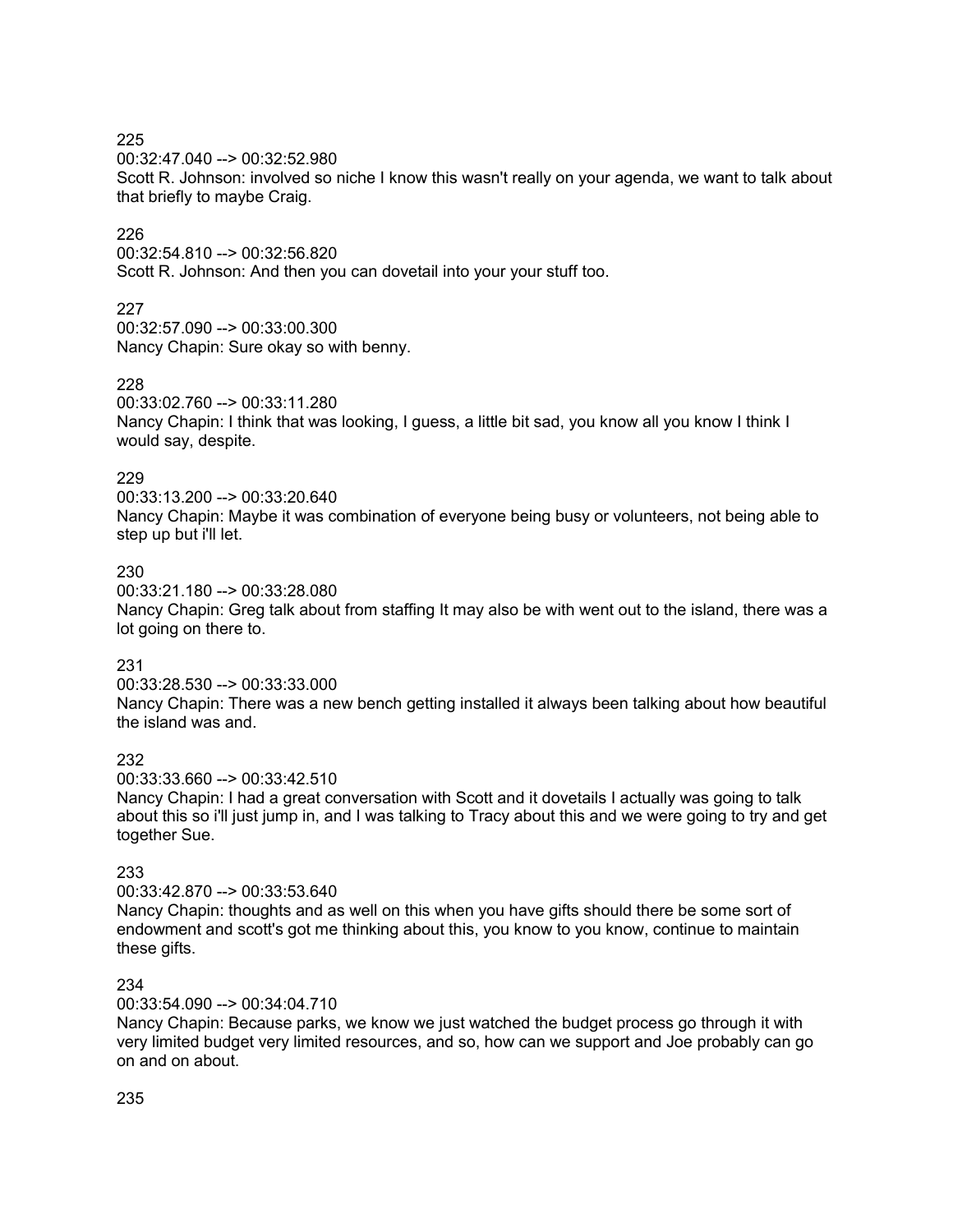225
00:32:47.040 --> 00:32:52.980
Scott R. Johnson: involved so niche I know this wasn't really on your agenda, we want to talk about that briefly to maybe Craig.

226
00:32:54.810 --> 00:32:56.820
Scott R. Johnson: And then you can dovetail into your your stuff too.

227
00:32:57.090 --> 00:33:00.300
Nancy Chapin: Sure okay so with benny.

228
00:33:02.760 --> 00:33:11.280
Nancy Chapin: I think that was looking, I guess, a little bit sad, you know all you know I think I would say, despite.

229
00:33:13.200 --> 00:33:20.640
Nancy Chapin: Maybe it was combination of everyone being busy or volunteers, not being able to step up but i'll let.

230
00:33:21.180 --> 00:33:28.080
Nancy Chapin: Greg talk about from staffing It may also be with went out to the island, there was a lot going on there to.

231
00:33:28.530 --> 00:33:33.000
Nancy Chapin: There was a new bench getting installed it always been talking about how beautiful the island was and.

232
00:33:33.660 --> 00:33:42.510
Nancy Chapin: I had a great conversation with Scott and it dovetails I actually was going to talk about this so i'll just jump in, and I was talking to Tracy about this and we were going to try and get together Sue.

233
00:33:42.870 --> 00:33:53.640
Nancy Chapin: thoughts and as well on this when you have gifts should there be some sort of endowment and scott's got me thinking about this, you know to you know, continue to maintain these gifts.

234
00:33:54.090 --> 00:34:04.710
Nancy Chapin: Because parks, we know we just watched the budget process go through it with very limited budget very limited resources, and so, how can we support and Joe probably can go on and on about.

235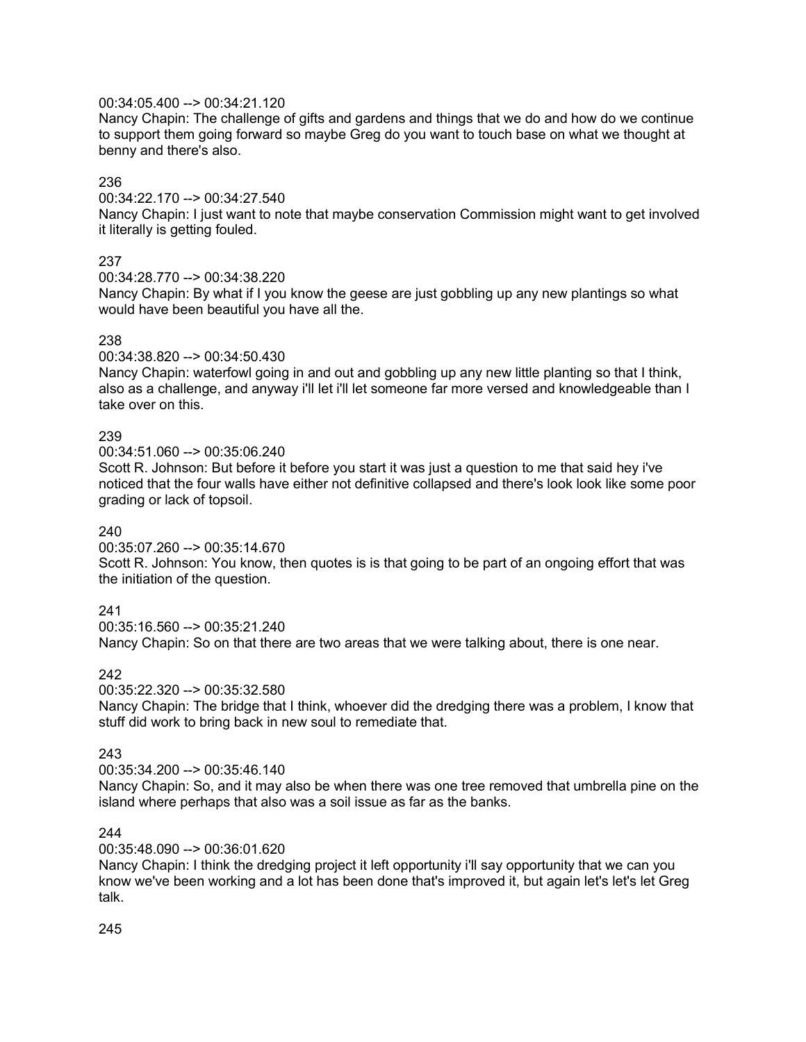00:34:05.400 --> 00:34:21.120
Nancy Chapin: The challenge of gifts and gardens and things that we do and how do we continue to support them going forward so maybe Greg do you want to touch base on what we thought at benny and there's also.

236

00:34:22.170 --> 00:34:27.540
Nancy Chapin: I just want to note that maybe conservation Commission might want to get involved it literally is getting fouled.

237

00:34:28.770 --> 00:34:38.220
Nancy Chapin: By what if I you know the geese are just gobbling up any new plantings so what would have been beautiful you have all the.

238

00:34:38.820 --> 00:34:50.430
Nancy Chapin: waterfowl going in and out and gobbling up any new little planting so that I think, also as a challenge, and anyway i'll let i'll let someone far more versed and knowledgeable than I take over on this.

239

00:34:51.060 --> 00:35:06.240
Scott R. Johnson: But before it before you start it was just a question to me that said hey i've noticed that the four walls have either not definitive collapsed and there's look look like some poor grading or lack of topsoil.

240

00:35:07.260 --> 00:35:14.670
Scott R. Johnson: You know, then quotes is is that going to be part of an ongoing effort that was the initiation of the question.

241

00:35:16.560 --> 00:35:21.240
Nancy Chapin: So on that there are two areas that we were talking about, there is one near.

242

00:35:22.320 --> 00:35:32.580
Nancy Chapin: The bridge that I think, whoever did the dredging there was a problem, I know that stuff did work to bring back in new soul to remediate that.

243

00:35:34.200 --> 00:35:46.140
Nancy Chapin: So, and it may also be when there was one tree removed that umbrella pine on the island where perhaps that also was a soil issue as far as the banks.

244

00:35:48.090 --> 00:36:01.620
Nancy Chapin: I think the dredging project it left opportunity i'll say opportunity that we can you know we've been working and a lot has been done that's improved it, but again let's let's let Greg talk.

245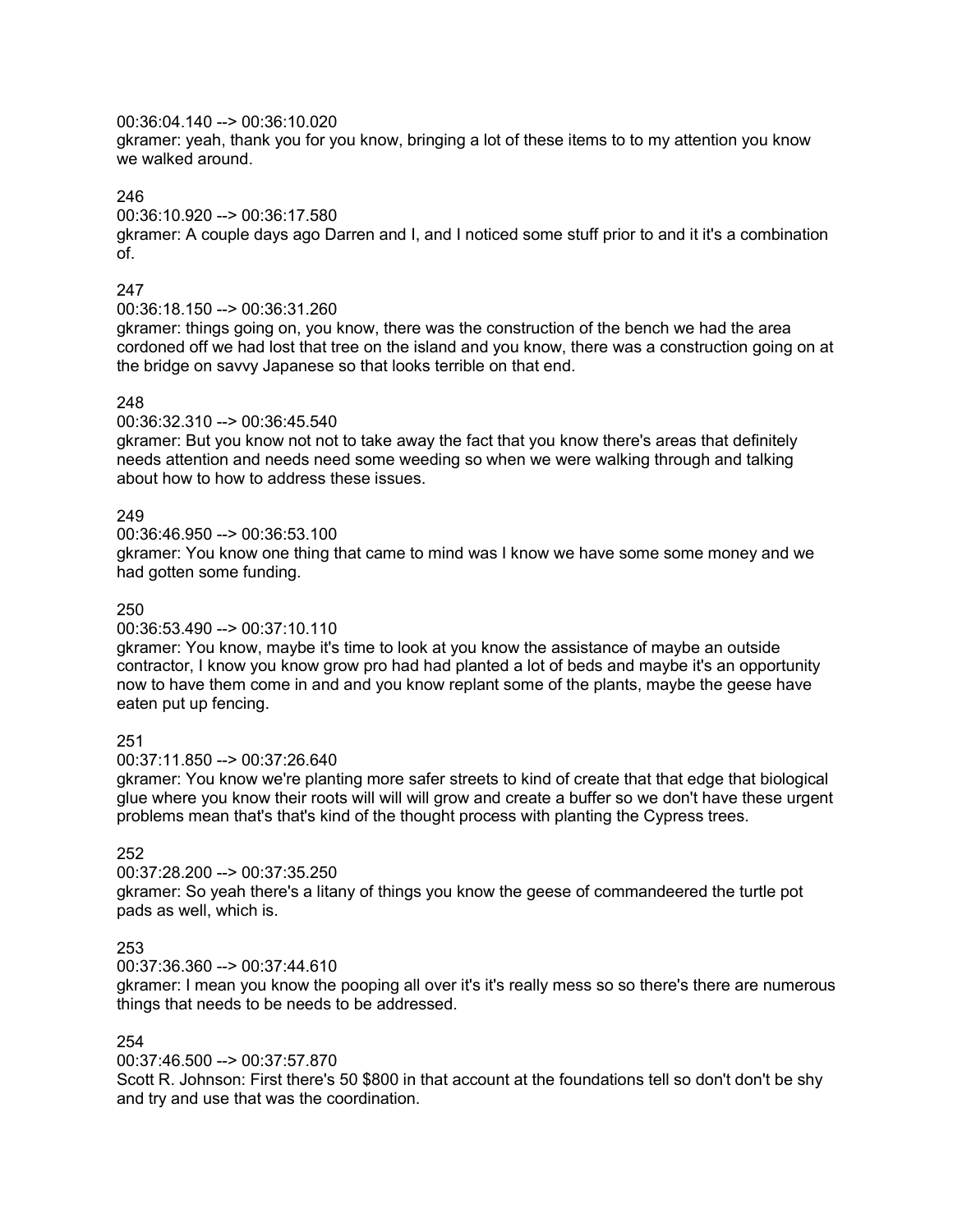00:36:04.140 --> 00:36:10.020
gkramer: yeah, thank you for you know, bringing a lot of these items to to my attention you know we walked around.

246

00:36:10.920 --> 00:36:17.580
gkramer: A couple days ago Darren and I, and I noticed some stuff prior to and it it's a combination of.

247

00:36:18.150 --> 00:36:31.260
gkramer: things going on, you know, there was the construction of the bench we had the area cordoned off we had lost that tree on the island and you know, there was a construction going on at the bridge on savvy Japanese so that looks terrible on that end.

248

00:36:32.310 --> 00:36:45.540
gkramer: But you know not not to take away the fact that you know there's areas that definitely needs attention and needs need some weeding so when we were walking through and talking about how to how to address these issues.

249

00:36:46.950 --> 00:36:53.100
gkramer: You know one thing that came to mind was I know we have some some money and we had gotten some funding.

250

00:36:53.490 --> 00:37:10.110
gkramer: You know, maybe it's time to look at you know the assistance of maybe an outside contractor, I know you know grow pro had had planted a lot of beds and maybe it's an opportunity now to have them come in and and you know replant some of the plants, maybe the geese have eaten put up fencing.

251

00:37:11.850 --> 00:37:26.640
gkramer: You know we're planting more safer streets to kind of create that that edge that biological glue where you know their roots will will grow and create a buffer so we don't have these urgent problems mean that's that's kind of the thought process with planting the Cypress trees.

252

00:37:28.200 --> 00:37:35.250
gkramer: So yeah there's a litany of things you know the geese of commandeered the turtle pot pads as well, which is.

253

00:37:36.360 --> 00:37:44.610
gkramer: I mean you know the pooping all over it's it's really mess so so there's there are numerous things that needs to be needs to be addressed.

254

00:37:46.500 --> 00:37:57.870
Scott R. Johnson: First there's 50 $800 in that account at the foundations tell so don't don't be shy and try and use that was the coordination.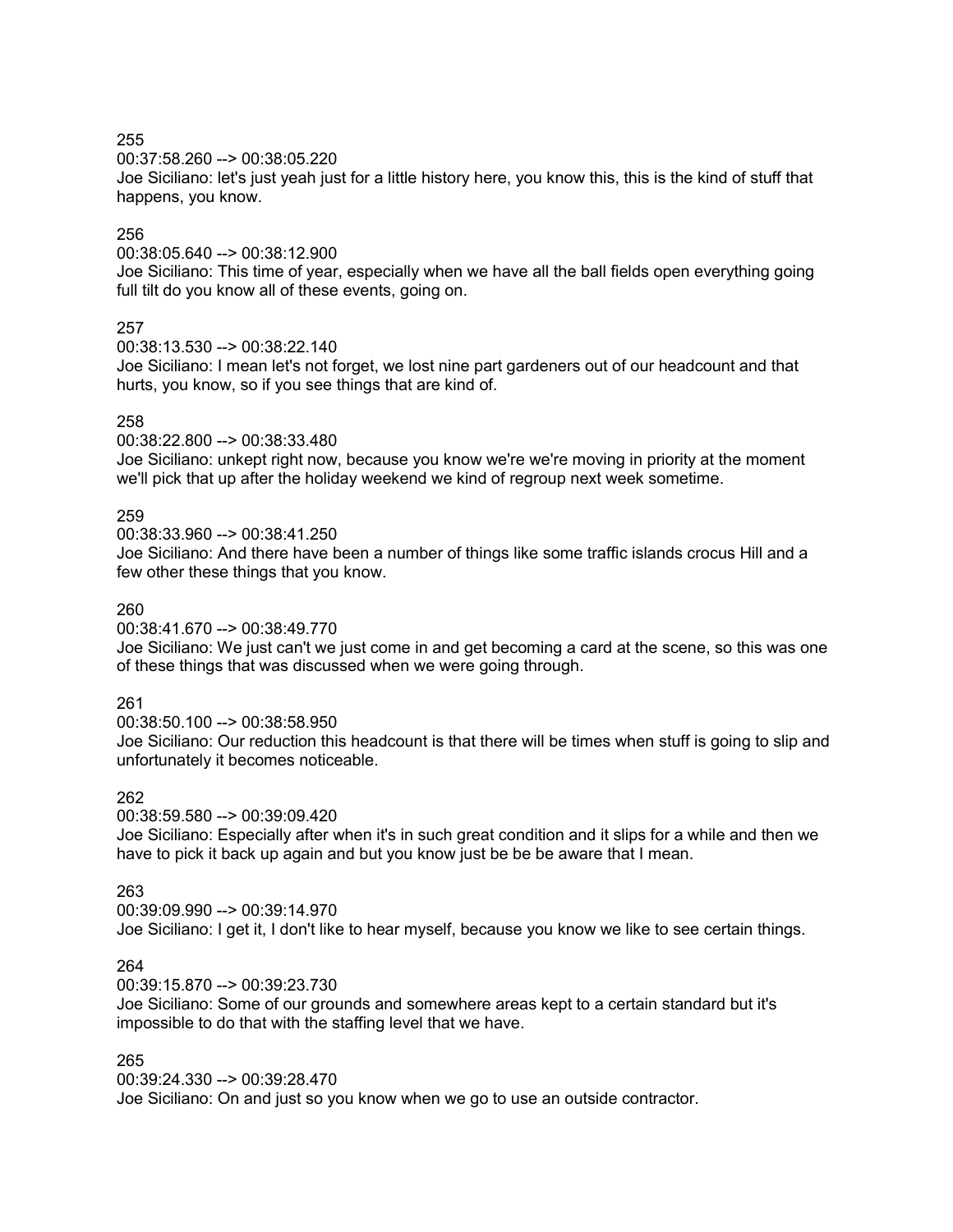255
00:37:58.260 --> 00:38:05.220
Joe Siciliano: let's just yeah just for a little history here, you know this, this is the kind of stuff that happens, you know.

256
00:38:05.640 --> 00:38:12.900
Joe Siciliano: This time of year, especially when we have all the ball fields open everything going full tilt do you know all of these events, going on.

257
00:38:13.530 --> 00:38:22.140
Joe Siciliano: I mean let's not forget, we lost nine part gardeners out of our headcount and that hurts, you know, so if you see things that are kind of.

258
00:38:22.800 --> 00:38:33.480
Joe Siciliano: unkept right now, because you know we're we're moving in priority at the moment we'll pick that up after the holiday weekend we kind of regroup next week sometime.

259
00:38:33.960 --> 00:38:41.250
Joe Siciliano: And there have been a number of things like some traffic islands crocus Hill and a few other these things that you know.

260
00:38:41.670 --> 00:38:49.770
Joe Siciliano: We just can't we just come in and get becoming a card at the scene, so this was one of these things that was discussed when we were going through.

261
00:38:50.100 --> 00:38:58.950
Joe Siciliano: Our reduction this headcount is that there will be times when stuff is going to slip and unfortunately it becomes noticeable.

262
00:38:59.580 --> 00:39:09.420
Joe Siciliano: Especially after when it's in such great condition and it slips for a while and then we have to pick it back up again and but you know just be be be aware that I mean.

263
00:39:09.990 --> 00:39:14.970
Joe Siciliano: I get it, I don't like to hear myself, because you know we like to see certain things.

264
00:39:15.870 --> 00:39:23.730
Joe Siciliano: Some of our grounds and somewhere areas kept to a certain standard but it's impossible to do that with the staffing level that we have.

265
00:39:24.330 --> 00:39:28.470
Joe Siciliano: On and just so you know when we go to use an outside contractor.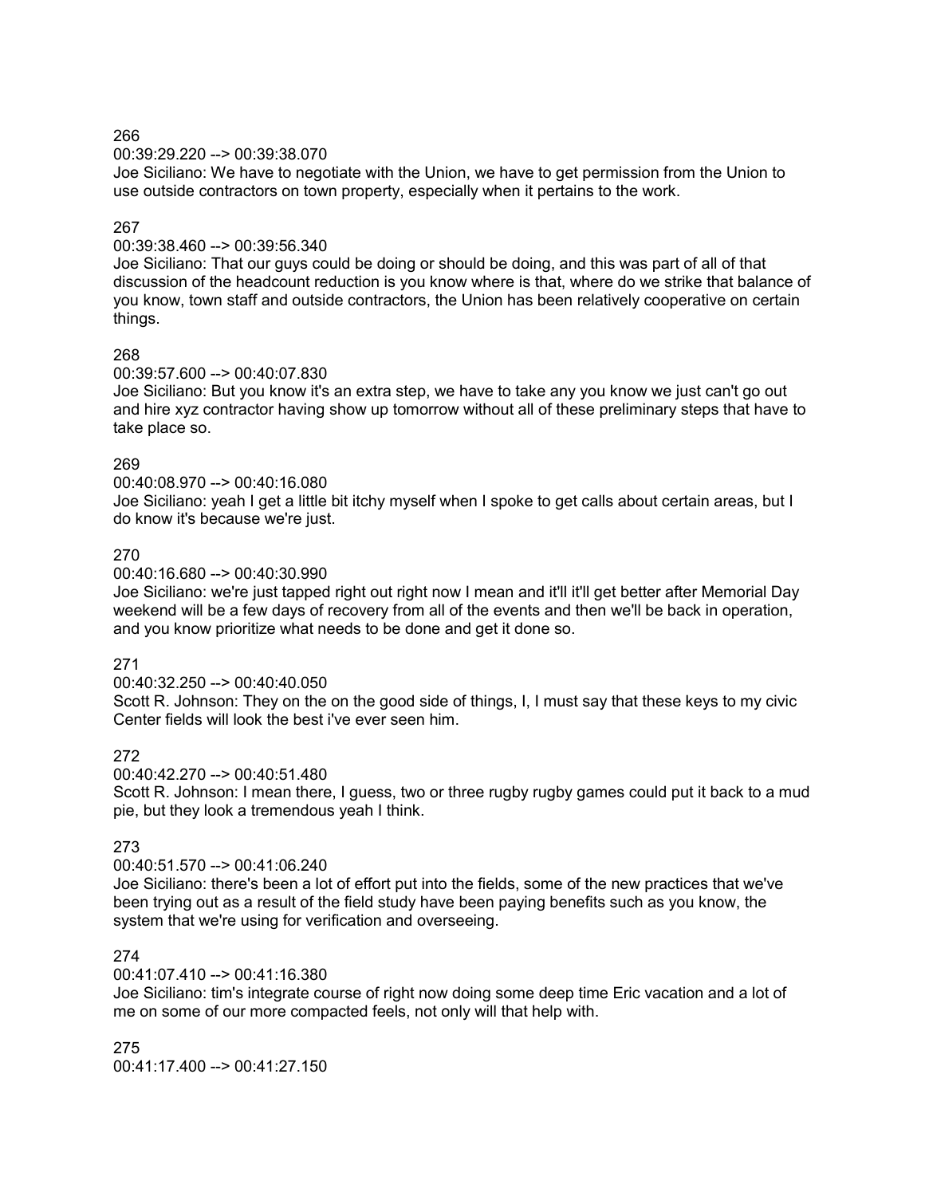266

00:39:29.220 --> 00:39:38.070

Joe Siciliano: We have to negotiate with the Union, we have to get permission from the Union to use outside contractors on town property, especially when it pertains to the work.

267

00:39:38.460 --> 00:39:56.340

Joe Siciliano: That our guys could be doing or should be doing, and this was part of all of that discussion of the headcount reduction is you know where is that, where do we strike that balance of you know, town staff and outside contractors, the Union has been relatively cooperative on certain things.

268

00:39:57.600 --> 00:40:07.830

Joe Siciliano: But you know it's an extra step, we have to take any you know we just can't go out and hire xyz contractor having show up tomorrow without all of these preliminary steps that have to take place so.

269

00:40:08.970 --> 00:40:16.080

Joe Siciliano: yeah I get a little bit itchy myself when I spoke to get calls about certain areas, but I do know it's because we're just.

270

00:40:16.680 --> 00:40:30.990

Joe Siciliano: we're just tapped right out right now I mean and it'll it'll get better after Memorial Day weekend will be a few days of recovery from all of the events and then we'll be back in operation, and you know prioritize what needs to be done and get it done so.

271

00:40:32.250 --> 00:40:40.050

Scott R. Johnson: They on the on the good side of things, I, I must say that these keys to my civic Center fields will look the best i've ever seen him.

272

00:40:42.270 --> 00:40:51.480

Scott R. Johnson: I mean there, I guess, two or three rugby rugby games could put it back to a mud pie, but they look a tremendous yeah I think.

273

00:40:51.570 --> 00:41:06.240

Joe Siciliano: there's been a lot of effort put into the fields, some of the new practices that we've been trying out as a result of the field study have been paying benefits such as you know, the system that we're using for verification and overseeing.

274

00:41:07.410 --> 00:41:16.380

Joe Siciliano: tim's integrate course of right now doing some deep time Eric vacation and a lot of me on some of our more compacted feels, not only will that help with.

275

00:41:17.400 --> 00:41:27.150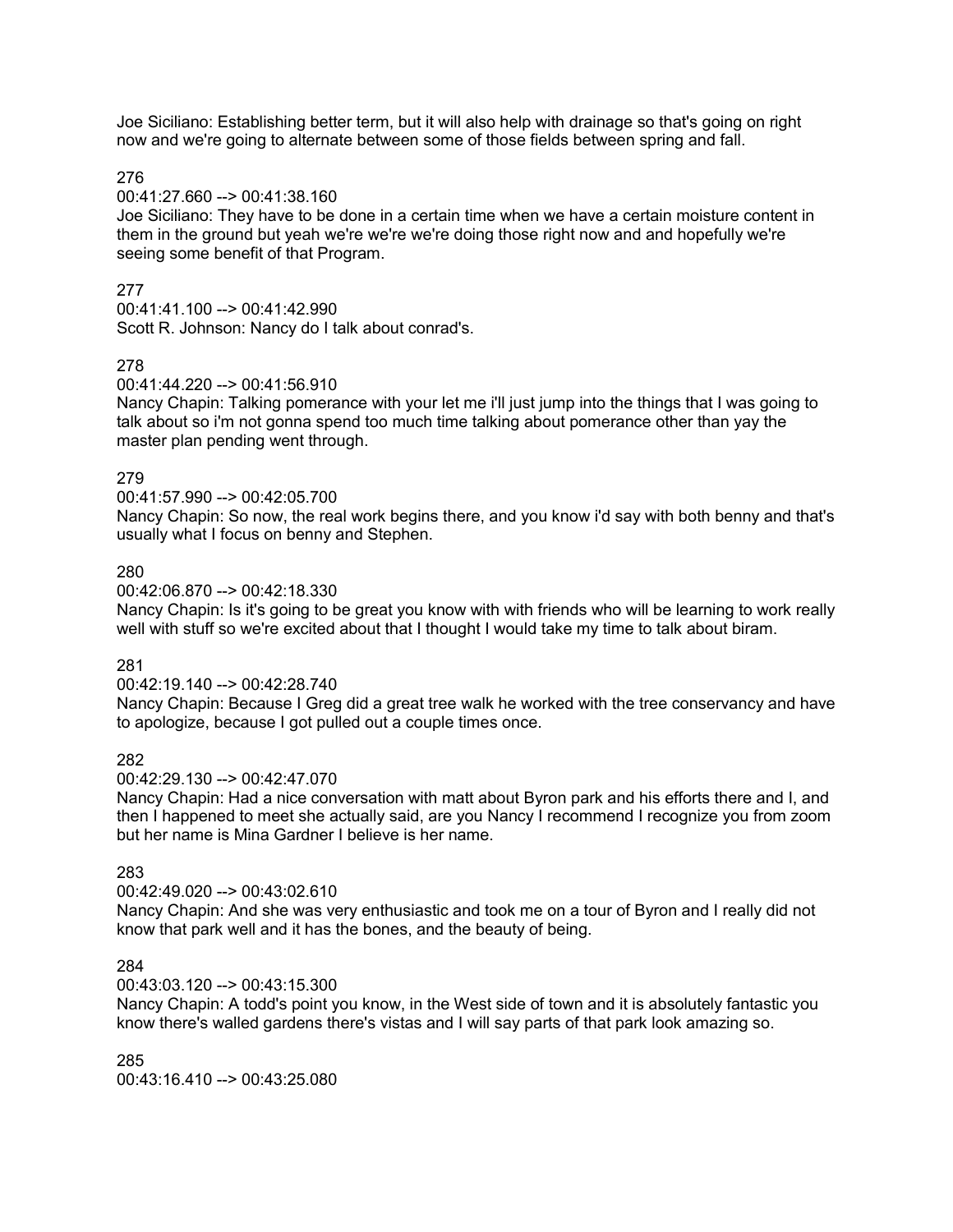Joe Siciliano: Establishing better term, but it will also help with drainage so that's going on right now and we're going to alternate between some of those fields between spring and fall.

276
00:41:27.660 --> 00:41:38.160
Joe Siciliano: They have to be done in a certain time when we have a certain moisture content in them in the ground but yeah we're we're we're doing those right now and and hopefully we're seeing some benefit of that Program.

277
00:41:41.100 --> 00:41:42.990
Scott R. Johnson: Nancy do I talk about conrad's.

278
00:41:44.220 --> 00:41:56.910
Nancy Chapin: Talking pomerance with your let me i'll just jump into the things that I was going to talk about so i'm not gonna spend too much time talking about pomerance other than yay the master plan pending went through.

279
00:41:57.990 --> 00:42:05.700
Nancy Chapin: So now, the real work begins there, and you know i'd say with both benny and that's usually what I focus on benny and Stephen.

280
00:42:06.870 --> 00:42:18.330
Nancy Chapin: Is it's going to be great you know with with friends who will be learning to work really well with stuff so we're excited about that I thought I would take my time to talk about biram.

281
00:42:19.140 --> 00:42:28.740
Nancy Chapin: Because I Greg did a great tree walk he worked with the tree conservancy and have to apologize, because I got pulled out a couple times once.

282
00:42:29.130 --> 00:42:47.070
Nancy Chapin: Had a nice conversation with matt about Byron park and his efforts there and I, and then I happened to meet she actually said, are you Nancy I recommend I recognize you from zoom but her name is Mina Gardner I believe is her name.

283
00:42:49.020 --> 00:43:02.610
Nancy Chapin: And she was very enthusiastic and took me on a tour of Byron and I really did not know that park well and it has the bones, and the beauty of being.

284
00:43:03.120 --> 00:43:15.300
Nancy Chapin: A todd's point you know, in the West side of town and it is absolutely fantastic you know there's walled gardens there's vistas and I will say parts of that park look amazing so.

285
00:43:16.410 --> 00:43:25.080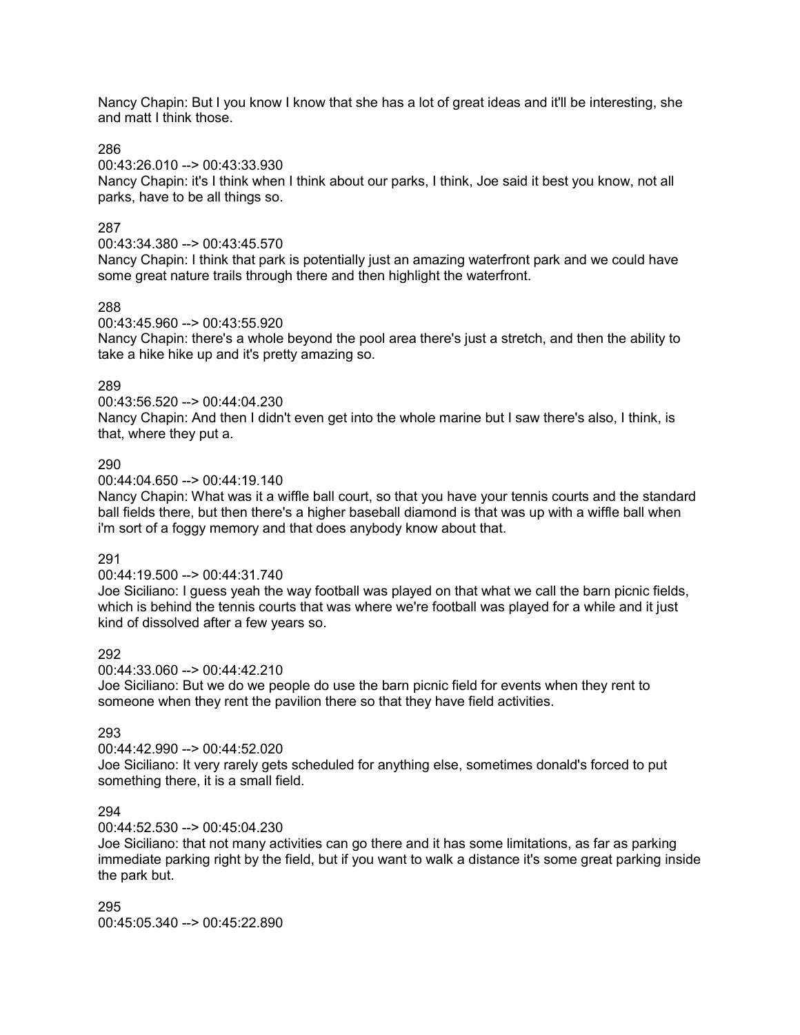Nancy Chapin: But I you know I know that she has a lot of great ideas and it'll be interesting, she and matt I think those.

286
00:43:26.010 --> 00:43:33.930
Nancy Chapin: it's I think when I think about our parks, I think, Joe said it best you know, not all parks, have to be all things so.

287
00:43:34.380 --> 00:43:45.570
Nancy Chapin: I think that park is potentially just an amazing waterfront park and we could have some great nature trails through there and then highlight the waterfront.

288
00:43:45.960 --> 00:43:55.920
Nancy Chapin: there's a whole beyond the pool area there's just a stretch, and then the ability to take a hike hike up and it's pretty amazing so.

289
00:43:56.520 --> 00:44:04.230
Nancy Chapin: And then I didn't even get into the whole marine but I saw there's also, I think, is that, where they put a.

290
00:44:04.650 --> 00:44:19.140
Nancy Chapin: What was it a wiffle ball court, so that you have your tennis courts and the standard ball fields there, but then there's a higher baseball diamond is that was up with a wiffle ball when i'm sort of a foggy memory and that does anybody know about that.

291
00:44:19.500 --> 00:44:31.740
Joe Siciliano: I guess yeah the way football was played on that what we call the barn picnic fields, which is behind the tennis courts that was where we're football was played for a while and it just kind of dissolved after a few years so.

292
00:44:33.060 --> 00:44:42.210
Joe Siciliano: But we do we people do use the barn picnic field for events when they rent to someone when they rent the pavilion there so that they have field activities.

293
00:44:42.990 --> 00:44:52.020
Joe Siciliano: It very rarely gets scheduled for anything else, sometimes donald's forced to put something there, it is a small field.

294
00:44:52.530 --> 00:45:04.230
Joe Siciliano: that not many activities can go there and it has some limitations, as far as parking immediate parking right by the field, but if you want to walk a distance it's some great parking inside the park but.

295
00:45:05.340 --> 00:45:22.890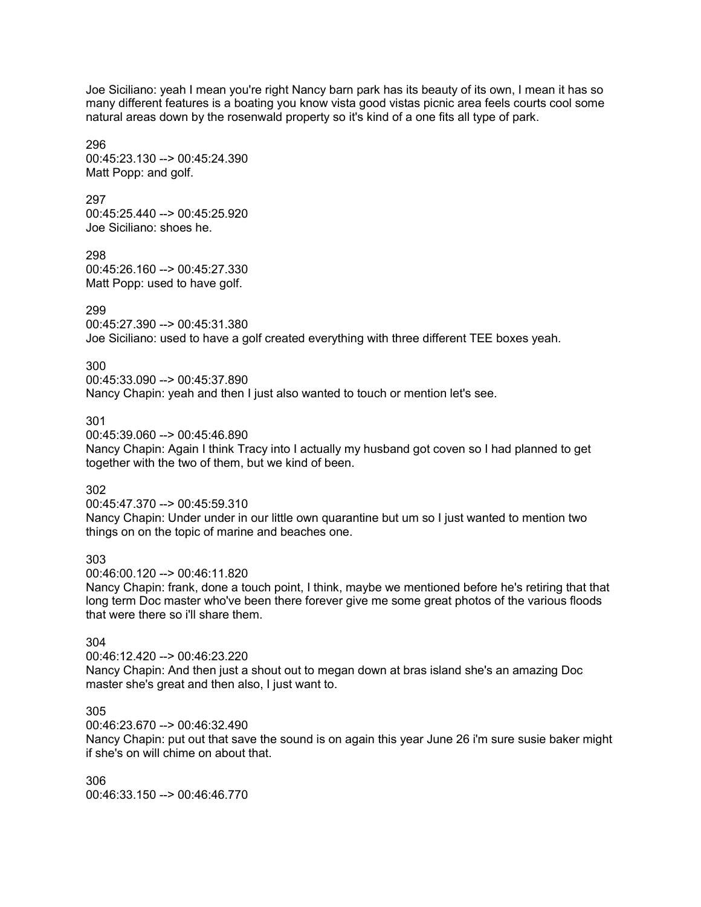Joe Siciliano: yeah I mean you're right Nancy barn park has its beauty of its own, I mean it has so many different features is a boating you know vista good vistas picnic area feels courts cool some natural areas down by the rosenwald property so it's kind of a one fits all type of park.

296
00:45:23.130 --> 00:45:24.390
Matt Popp: and golf.

297
00:45:25.440 --> 00:45:25.920
Joe Siciliano: shoes he.

298
00:45:26.160 --> 00:45:27.330
Matt Popp: used to have golf.

299
00:45:27.390 --> 00:45:31.380
Joe Siciliano: used to have a golf created everything with three different TEE boxes yeah.

300
00:45:33.090 --> 00:45:37.890
Nancy Chapin: yeah and then I just also wanted to touch or mention let's see.

301
00:45:39.060 --> 00:45:46.890
Nancy Chapin: Again I think Tracy into I actually my husband got coven so I had planned to get together with the two of them, but we kind of been.

302
00:45:47.370 --> 00:45:59.310
Nancy Chapin: Under under in our little own quarantine but um so I just wanted to mention two things on on the topic of marine and beaches one.

303
00:46:00.120 --> 00:46:11.820
Nancy Chapin: frank, done a touch point, I think, maybe we mentioned before he's retiring that that long term Doc master who've been there forever give me some great photos of the various floods that were there so i'll share them.

304
00:46:12.420 --> 00:46:23.220
Nancy Chapin: And then just a shout out to megan down at bras island she's an amazing Doc master she's great and then also, I just want to.

305
00:46:23.670 --> 00:46:32.490
Nancy Chapin: put out that save the sound is on again this year June 26 i'm sure susie baker might if she's on will chime on about that.

306
00:46:33.150 --> 00:46:46.770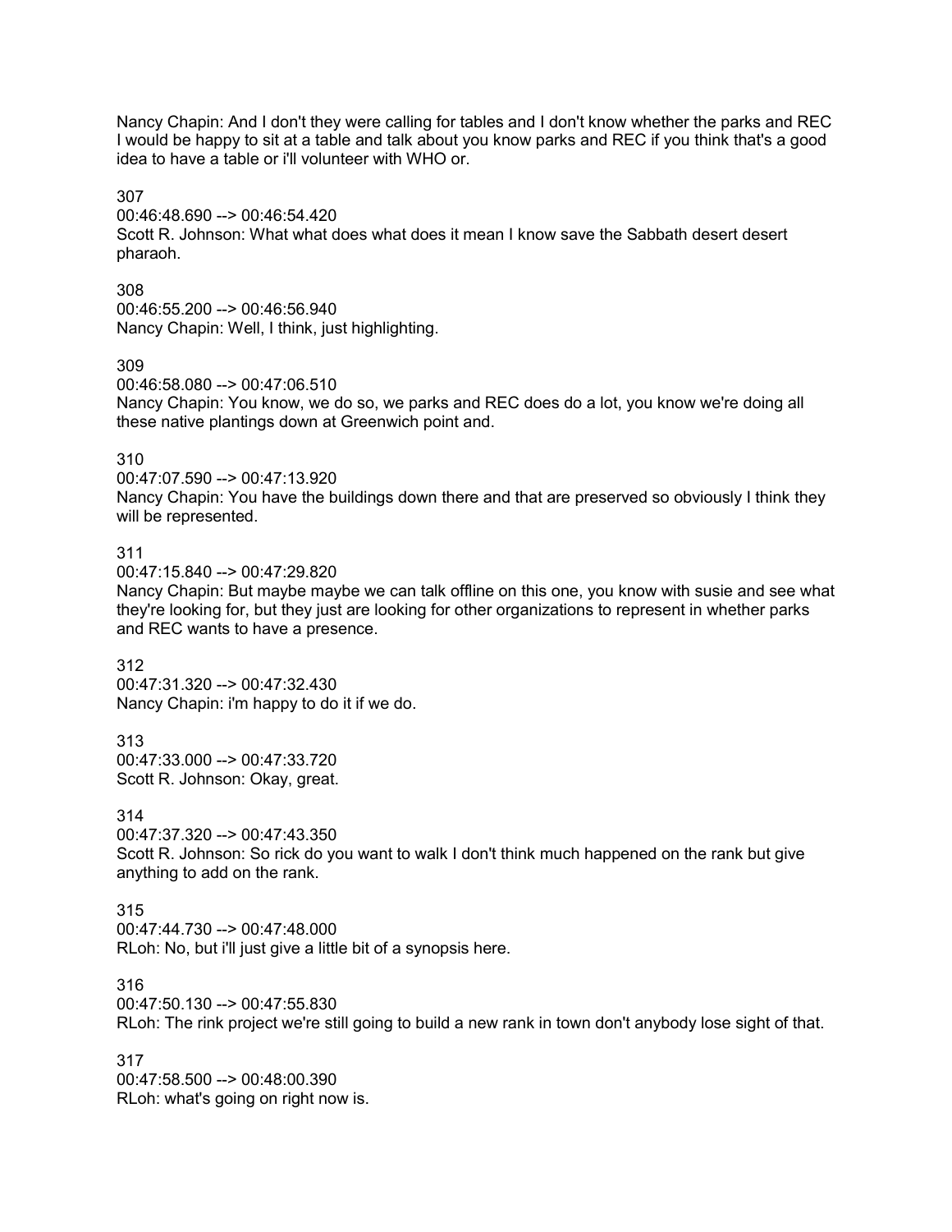Nancy Chapin: And I don't they were calling for tables and I don't know whether the parks and REC I would be happy to sit at a table and talk about you know parks and REC if you think that's a good idea to have a table or i'll volunteer with WHO or.

307
00:46:48.690 --> 00:46:54.420
Scott R. Johnson: What what does what does it mean I know save the Sabbath desert desert pharaoh.

308
00:46:55.200 --> 00:46:56.940
Nancy Chapin: Well, I think, just highlighting.

309
00:46:58.080 --> 00:47:06.510
Nancy Chapin: You know, we do so, we parks and REC does do a lot, you know we're doing all these native plantings down at Greenwich point and.

310
00:47:07.590 --> 00:47:13.920
Nancy Chapin: You have the buildings down there and that are preserved so obviously I think they will be represented.

311
00:47:15.840 --> 00:47:29.820
Nancy Chapin: But maybe maybe we can talk offline on this one, you know with susie and see what they're looking for, but they just are looking for other organizations to represent in whether parks and REC wants to have a presence.

312
00:47:31.320 --> 00:47:32.430
Nancy Chapin: i'm happy to do it if we do.

313
00:47:33.000 --> 00:47:33.720
Scott R. Johnson: Okay, great.

314
00:47:37.320 --> 00:47:43.350
Scott R. Johnson: So rick do you want to walk I don't think much happened on the rank but give anything to add on the rank.

315
00:47:44.730 --> 00:47:48.000
RLoh: No, but i'll just give a little bit of a synopsis here.

316
00:47:50.130 --> 00:47:55.830
RLoh: The rink project we're still going to build a new rank in town don't anybody lose sight of that.

317
00:47:58.500 --> 00:48:00.390
RLoh: what's going on right now is.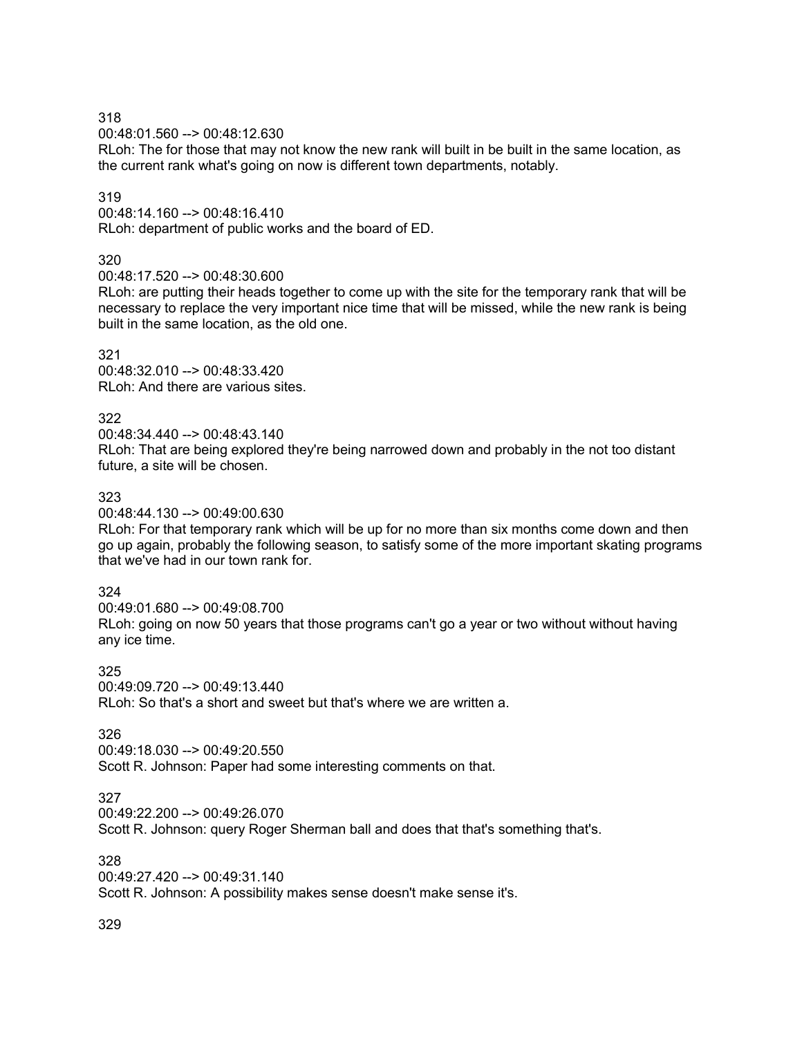318
00:48:01.560 --> 00:48:12.630
RLoh: The for those that may not know the new rank will built in be built in the same location, as the current rank what's going on now is different town departments, notably.

319
00:48:14.160 --> 00:48:16.410
RLoh: department of public works and the board of ED.

320
00:48:17.520 --> 00:48:30.600
RLoh: are putting their heads together to come up with the site for the temporary rank that will be necessary to replace the very important nice time that will be missed, while the new rank is being built in the same location, as the old one.

321
00:48:32.010 --> 00:48:33.420
RLoh: And there are various sites.

322
00:48:34.440 --> 00:48:43.140
RLoh: That are being explored they're being narrowed down and probably in the not too distant future, a site will be chosen.

323
00:48:44.130 --> 00:49:00.630
RLoh: For that temporary rank which will be up for no more than six months come down and then go up again, probably the following season, to satisfy some of the more important skating programs that we've had in our town rank for.

324
00:49:01.680 --> 00:49:08.700
RLoh: going on now 50 years that those programs can't go a year or two without without having any ice time.

325
00:49:09.720 --> 00:49:13.440
RLoh: So that's a short and sweet but that's where we are written a.

326
00:49:18.030 --> 00:49:20.550
Scott R. Johnson: Paper had some interesting comments on that.

327
00:49:22.200 --> 00:49:26.070
Scott R. Johnson: query Roger Sherman ball and does that that's something that's.

328
00:49:27.420 --> 00:49:31.140
Scott R. Johnson: A possibility makes sense doesn't make sense it's.

329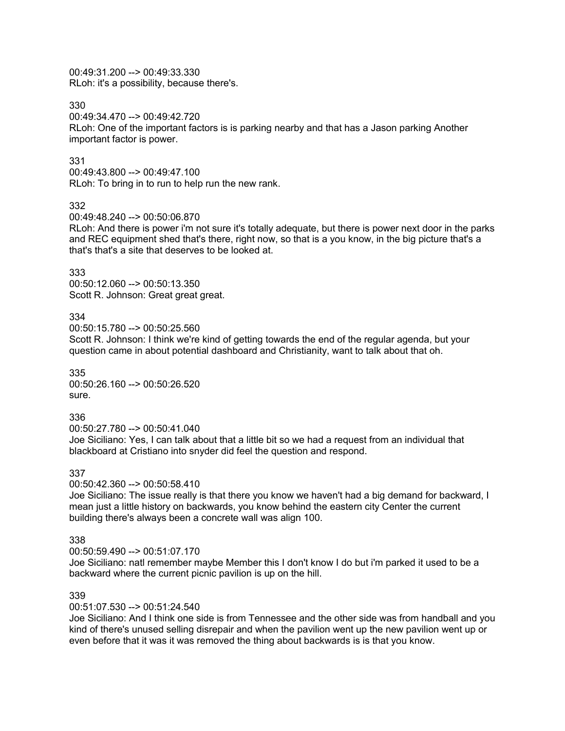00:49:31.200 --> 00:49:33.330
RLoh: it's a possibility, because there's.

330
00:49:34.470 --> 00:49:42.720
RLoh: One of the important factors is is parking nearby and that has a Jason parking Another important factor is power.

331
00:49:43.800 --> 00:49:47.100
RLoh: To bring in to run to help run the new rank.

332
00:49:48.240 --> 00:50:06.870
RLoh: And there is power i'm not sure it's totally adequate, but there is power next door in the parks and REC equipment shed that's there, right now, so that is a you know, in the big picture that's a that's that's a site that deserves to be looked at.

333
00:50:12.060 --> 00:50:13.350
Scott R. Johnson: Great great great.

334
00:50:15.780 --> 00:50:25.560
Scott R. Johnson: I think we're kind of getting towards the end of the regular agenda, but your question came in about potential dashboard and Christianity, want to talk about that oh.

335
00:50:26.160 --> 00:50:26.520
sure.

336
00:50:27.780 --> 00:50:41.040
Joe Siciliano: Yes, I can talk about that a little bit so we had a request from an individual that blackboard at Cristiano into snyder did feel the question and respond.

337
00:50:42.360 --> 00:50:58.410
Joe Siciliano: The issue really is that there you know we haven't had a big demand for backward, I mean just a little history on backwards, you know behind the eastern city Center the current building there's always been a concrete wall was align 100.

338
00:50:59.490 --> 00:51:07.170
Joe Siciliano: natl remember maybe Member this I don't know I do but i'm parked it used to be a backward where the current picnic pavilion is up on the hill.

339
00:51:07.530 --> 00:51:24.540
Joe Siciliano: And I think one side is from Tennessee and the other side was from handball and you kind of there's unused selling disrepair and when the pavilion went up the new pavilion went up or even before that it was it was removed the thing about backwards is is that you know.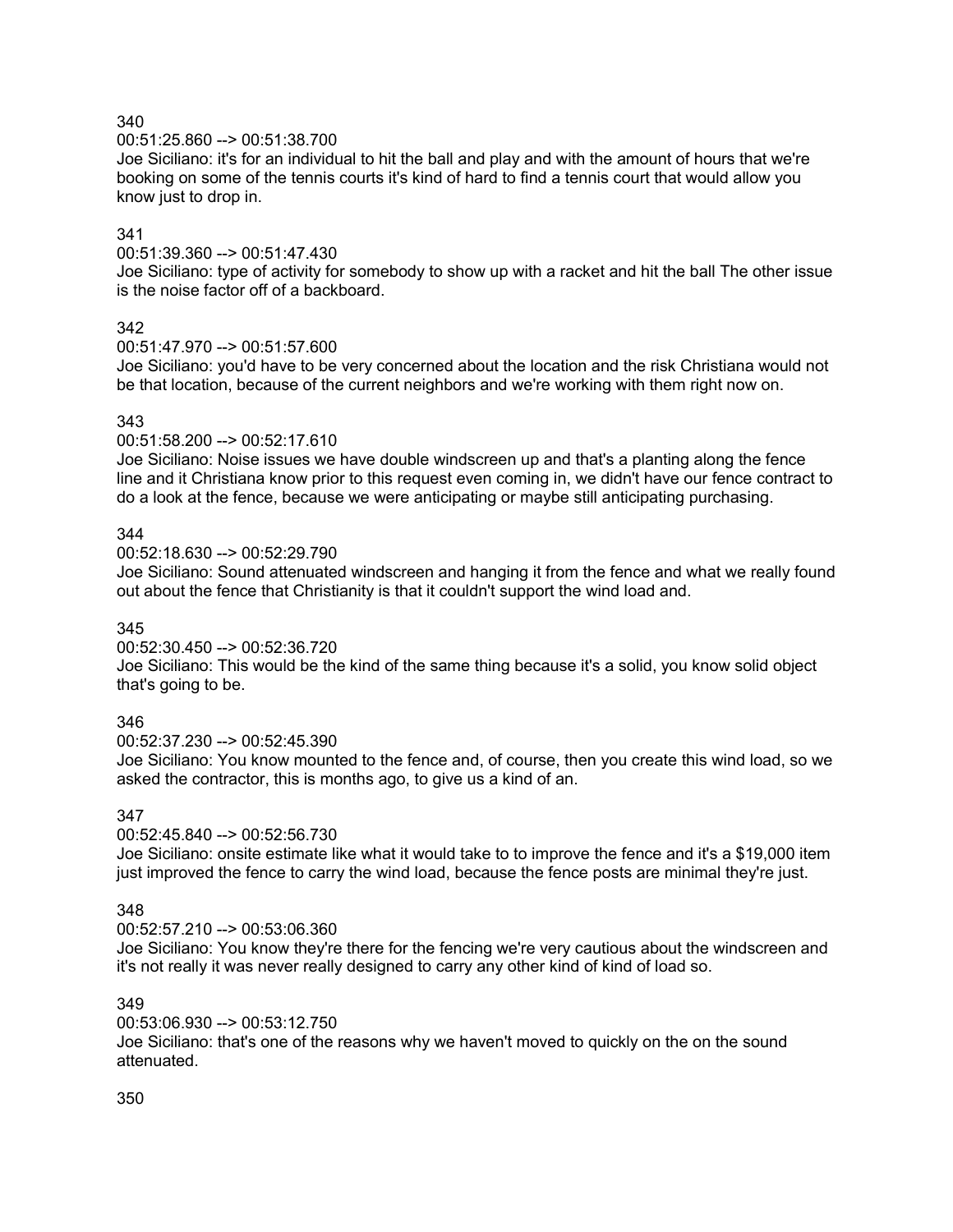340

00:51:25.860 --> 00:51:38.700

Joe Siciliano: it's for an individual to hit the ball and play and with the amount of hours that we're booking on some of the tennis courts it's kind of hard to find a tennis court that would allow you know just to drop in.

341

00:51:39.360 --> 00:51:47.430

Joe Siciliano: type of activity for somebody to show up with a racket and hit the ball The other issue is the noise factor off of a backboard.

342

00:51:47.970 --> 00:51:57.600

Joe Siciliano: you'd have to be very concerned about the location and the risk Christiana would not be that location, because of the current neighbors and we're working with them right now on.

343

00:51:58.200 --> 00:52:17.610

Joe Siciliano: Noise issues we have double windscreen up and that's a planting along the fence line and it Christiana know prior to this request even coming in, we didn't have our fence contract to do a look at the fence, because we were anticipating or maybe still anticipating purchasing.

344

00:52:18.630 --> 00:52:29.790

Joe Siciliano: Sound attenuated windscreen and hanging it from the fence and what we really found out about the fence that Christianity is that it couldn't support the wind load and.

345

00:52:30.450 --> 00:52:36.720

Joe Siciliano: This would be the kind of the same thing because it's a solid, you know solid object that's going to be.

346

00:52:37.230 --> 00:52:45.390

Joe Siciliano: You know mounted to the fence and, of course, then you create this wind load, so we asked the contractor, this is months ago, to give us a kind of an.

347

00:52:45.840 --> 00:52:56.730

Joe Siciliano: onsite estimate like what it would take to to improve the fence and it's a $19,000 item just improved the fence to carry the wind load, because the fence posts are minimal they're just.

348

00:52:57.210 --> 00:53:06.360

Joe Siciliano: You know they're there for the fencing we're very cautious about the windscreen and it's not really it was never really designed to carry any other kind of kind of load so.

349

00:53:06.930 --> 00:53:12.750

Joe Siciliano: that's one of the reasons why we haven't moved to quickly on the on the sound attenuated.

350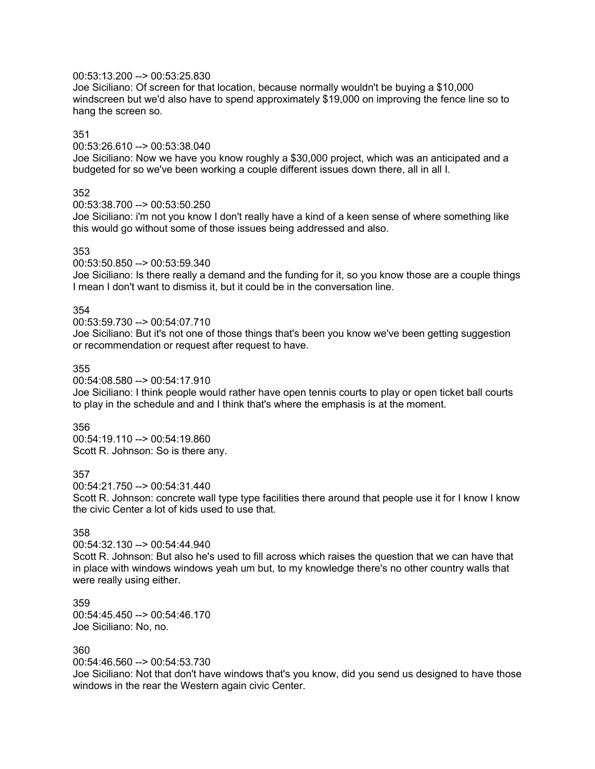00:53:13.200 --> 00:53:25.830
Joe Siciliano: Of screen for that location, because normally wouldn't be buying a $10,000 windscreen but we'd also have to spend approximately $19,000 on improving the fence line so to hang the screen so.

351
00:53:26.610 --> 00:53:38.040
Joe Siciliano: Now we have you know roughly a $30,000 project, which was an anticipated and a budgeted for so we've been working a couple different issues down there, all in all I.

352
00:53:38.700 --> 00:53:50.250
Joe Siciliano: i'm not you know I don't really have a kind of a keen sense of where something like this would go without some of those issues being addressed and also.

353
00:53:50.850 --> 00:53:59.340
Joe Siciliano: Is there really a demand and the funding for it, so you know those are a couple things I mean I don't want to dismiss it, but it could be in the conversation line.

354
00:53:59.730 --> 00:54:07.710
Joe Siciliano: But it's not one of those things that's been you know we've been getting suggestion or recommendation or request after request to have.

355
00:54:08.580 --> 00:54:17.910
Joe Siciliano: I think people would rather have open tennis courts to play or open ticket ball courts to play in the schedule and and I think that's where the emphasis is at the moment.

356
00:54:19.110 --> 00:54:19.860
Scott R. Johnson: So is there any.

357
00:54:21.750 --> 00:54:31.440
Scott R. Johnson: concrete wall type type facilities there around that people use it for I know I know the civic Center a lot of kids used to use that.

358
00:54:32.130 --> 00:54:44.940
Scott R. Johnson: But also he's used to fill across which raises the question that we can have that in place with windows windows yeah um but, to my knowledge there's no other country walls that were really using either.

359
00:54:45.450 --> 00:54:46.170
Joe Siciliano: No, no.

360
00:54:46.560 --> 00:54:53.730
Joe Siciliano: Not that don't have windows that's you know, did you send us designed to have those windows in the rear the Western again civic Center.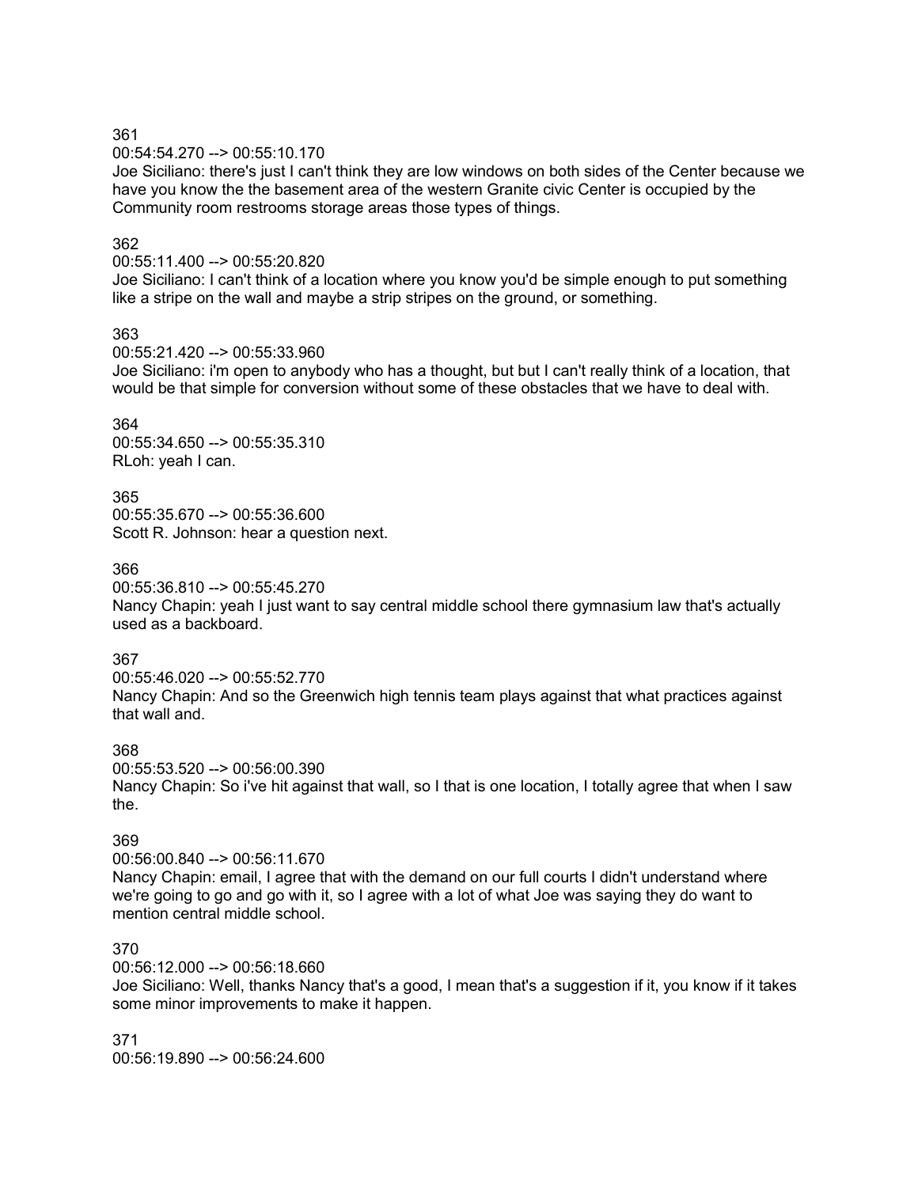361
00:54:54.270 --> 00:55:10.170
Joe Siciliano: there's just I can't think they are low windows on both sides of the Center because we have you know the the basement area of the western Granite civic Center is occupied by the Community room restrooms storage areas those types of things.

362
00:55:11.400 --> 00:55:20.820
Joe Siciliano: I can't think of a location where you know you'd be simple enough to put something like a stripe on the wall and maybe a strip stripes on the ground, or something.

363
00:55:21.420 --> 00:55:33.960
Joe Siciliano: i'm open to anybody who has a thought, but but I can't really think of a location, that would be that simple for conversion without some of these obstacles that we have to deal with.

364
00:55:34.650 --> 00:55:35.310
RLoh: yeah I can.

365
00:55:35.670 --> 00:55:36.600
Scott R. Johnson: hear a question next.

366
00:55:36.810 --> 00:55:45.270
Nancy Chapin: yeah I just want to say central middle school there gymnasium law that's actually used as a backboard.

367
00:55:46.020 --> 00:55:52.770
Nancy Chapin: And so the Greenwich high tennis team plays against that what practices against that wall and.

368
00:55:53.520 --> 00:56:00.390
Nancy Chapin: So i've hit against that wall, so I that is one location, I totally agree that when I saw the.

369
00:56:00.840 --> 00:56:11.670
Nancy Chapin: email, I agree that with the demand on our full courts I didn't understand where we're going to go and go with it, so I agree with a lot of what Joe was saying they do want to mention central middle school.

370
00:56:12.000 --> 00:56:18.660
Joe Siciliano: Well, thanks Nancy that's a good, I mean that's a suggestion if it, you know if it takes some minor improvements to make it happen.

371
00:56:19.890 --> 00:56:24.600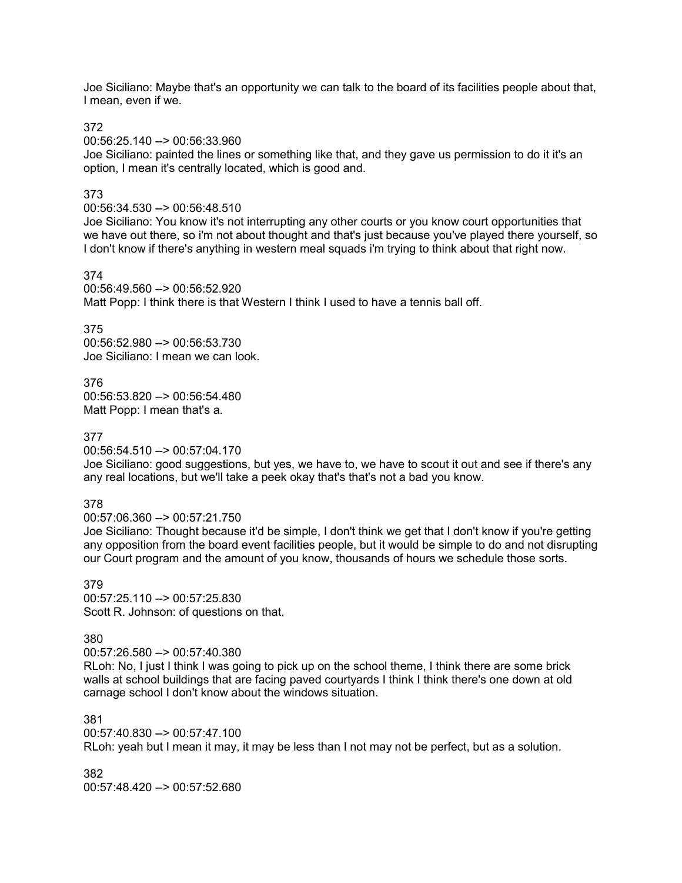Joe Siciliano: Maybe that's an opportunity we can talk to the board of its facilities people about that, I mean, even if we.

372
00:56:25.140 --> 00:56:33.960
Joe Siciliano: painted the lines or something like that, and they gave us permission to do it it's an option, I mean it's centrally located, which is good and.

373
00:56:34.530 --> 00:56:48.510
Joe Siciliano: You know it's not interrupting any other courts or you know court opportunities that we have out there, so i'm not about thought and that's just because you've played there yourself, so I don't know if there's anything in western meal squads i'm trying to think about that right now.

374
00:56:49.560 --> 00:56:52.920
Matt Popp: I think there is that Western I think I used to have a tennis ball off.

375
00:56:52.980 --> 00:56:53.730
Joe Siciliano: I mean we can look.

376
00:56:53.820 --> 00:56:54.480
Matt Popp: I mean that's a.

377
00:56:54.510 --> 00:57:04.170
Joe Siciliano: good suggestions, but yes, we have to, we have to scout it out and see if there's any any real locations, but we'll take a peek okay that's that's not a bad you know.

378
00:57:06.360 --> 00:57:21.750
Joe Siciliano: Thought because it'd be simple, I don't think we get that I don't know if you're getting any opposition from the board event facilities people, but it would be simple to do and not disrupting our Court program and the amount of you know, thousands of hours we schedule those sorts.

379
00:57:25.110 --> 00:57:25.830
Scott R. Johnson: of questions on that.

380
00:57:26.580 --> 00:57:40.380
RLoh: No, I just I think I was going to pick up on the school theme, I think there are some brick walls at school buildings that are facing paved courtyards I think I think there's one down at old carnage school I don't know about the windows situation.

381
00:57:40.830 --> 00:57:47.100
RLoh: yeah but I mean it may, it may be less than I not may not be perfect, but as a solution.

382
00:57:48.420 --> 00:57:52.680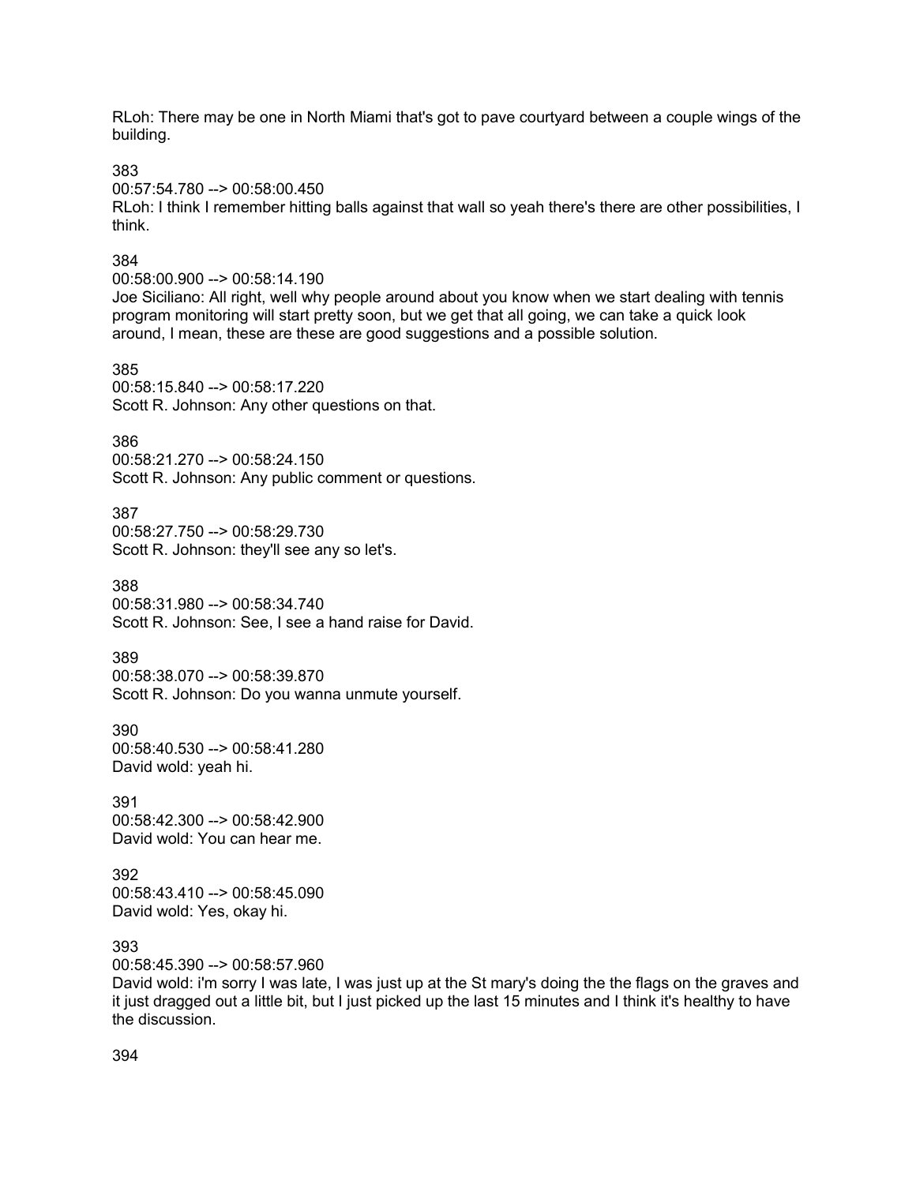RLoh: There may be one in North Miami that's got to pave courtyard between a couple wings of the building.

383
00:57:54.780 --> 00:58:00.450
RLoh: I think I remember hitting balls against that wall so yeah there's there are other possibilities, I think.

384
00:58:00.900 --> 00:58:14.190
Joe Siciliano: All right, well why people around about you know when we start dealing with tennis program monitoring will start pretty soon, but we get that all going, we can take a quick look around, I mean, these are these are good suggestions and a possible solution.

385
00:58:15.840 --> 00:58:17.220
Scott R. Johnson: Any other questions on that.

386
00:58:21.270 --> 00:58:24.150
Scott R. Johnson: Any public comment or questions.

387
00:58:27.750 --> 00:58:29.730
Scott R. Johnson: they'll see any so let's.

388
00:58:31.980 --> 00:58:34.740
Scott R. Johnson: See, I see a hand raise for David.

389
00:58:38.070 --> 00:58:39.870
Scott R. Johnson: Do you wanna unmute yourself.

390
00:58:40.530 --> 00:58:41.280
David wold: yeah hi.

391
00:58:42.300 --> 00:58:42.900
David wold: You can hear me.

392
00:58:43.410 --> 00:58:45.090
David wold: Yes, okay hi.

393
00:58:45.390 --> 00:58:57.960
David wold: i'm sorry I was late, I was just up at the St mary's doing the the flags on the graves and it just dragged out a little bit, but I just picked up the last 15 minutes and I think it's healthy to have the discussion.

394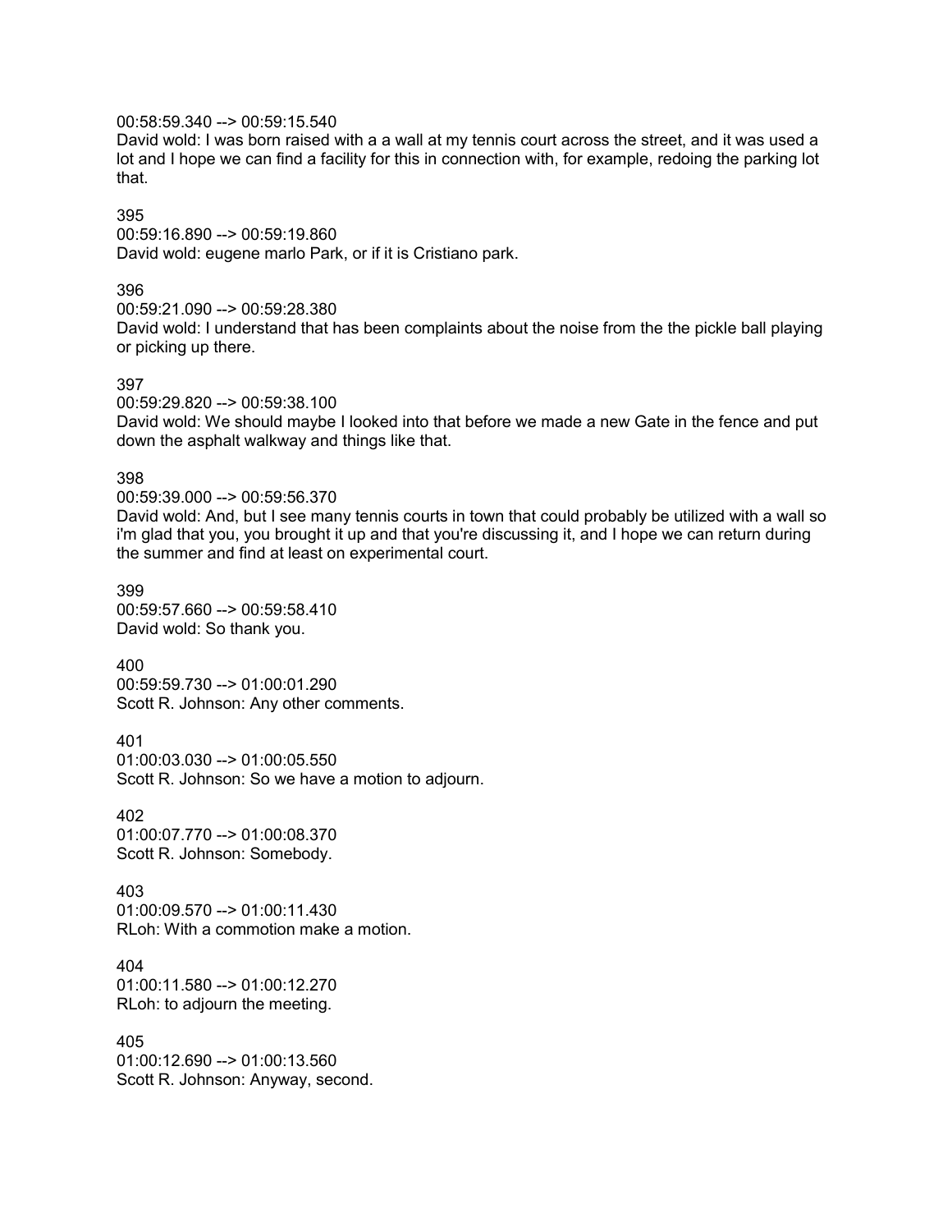00:58:59.340 --> 00:59:15.540
David wold: I was born raised with a a wall at my tennis court across the street, and it was used a lot and I hope we can find a facility for this in connection with, for example, redoing the parking lot that.

395
00:59:16.890 --> 00:59:19.860
David wold: eugene marlo Park, or if it is Cristiano park.

396
00:59:21.090 --> 00:59:28.380
David wold: I understand that has been complaints about the noise from the the pickle ball playing or picking up there.

397
00:59:29.820 --> 00:59:38.100
David wold: We should maybe I looked into that before we made a new Gate in the fence and put down the asphalt walkway and things like that.

398
00:59:39.000 --> 00:59:56.370
David wold: And, but I see many tennis courts in town that could probably be utilized with a wall so i'm glad that you, you brought it up and that you're discussing it, and I hope we can return during the summer and find at least on experimental court.

399
00:59:57.660 --> 00:59:58.410
David wold: So thank you.

400
00:59:59.730 --> 01:00:01.290
Scott R. Johnson: Any other comments.

401
01:00:03.030 --> 01:00:05.550
Scott R. Johnson: So we have a motion to adjourn.

402
01:00:07.770 --> 01:00:08.370
Scott R. Johnson: Somebody.

403
01:00:09.570 --> 01:00:11.430
RLoh: With a commotion make a motion.

404
01:00:11.580 --> 01:00:12.270
RLoh: to adjourn the meeting.

405
01:00:12.690 --> 01:00:13.560
Scott R. Johnson: Anyway, second.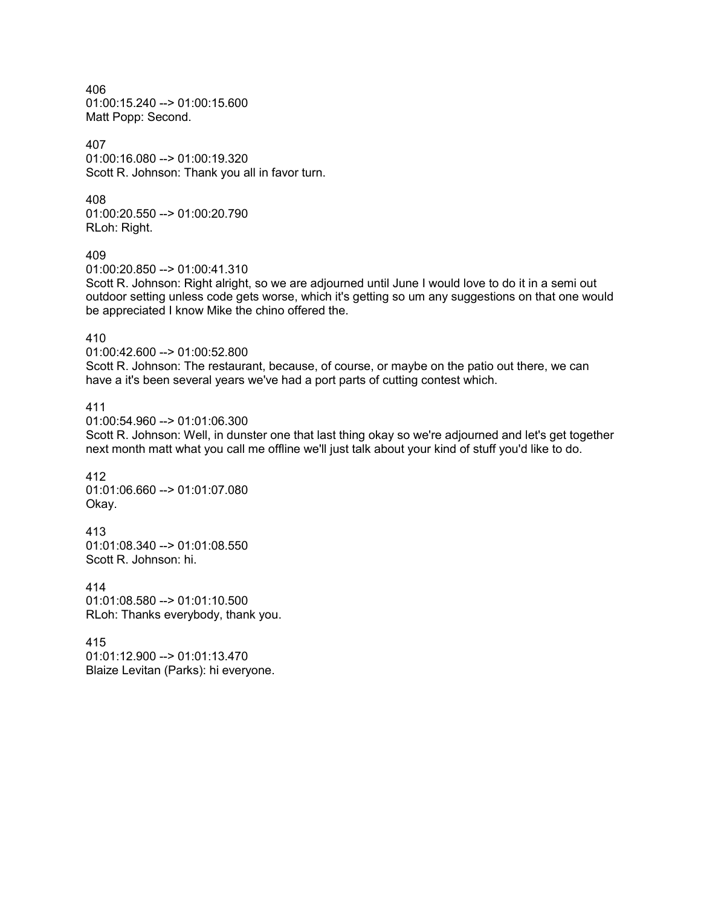406
01:00:15.240 --> 01:00:15.600
Matt Popp: Second.

407
01:00:16.080 --> 01:00:19.320
Scott R. Johnson: Thank you all in favor turn.

408
01:00:20.550 --> 01:00:20.790
RLoh: Right.

409
01:00:20.850 --> 01:00:41.310
Scott R. Johnson: Right alright, so we are adjourned until June I would love to do it in a semi out outdoor setting unless code gets worse, which it's getting so um any suggestions on that one would be appreciated I know Mike the chino offered the.

410
01:00:42.600 --> 01:00:52.800
Scott R. Johnson: The restaurant, because, of course, or maybe on the patio out there, we can have a it's been several years we've had a port parts of cutting contest which.

411
01:00:54.960 --> 01:01:06.300
Scott R. Johnson: Well, in dunster one that last thing okay so we're adjourned and let's get together next month matt what you call me offline we'll just talk about your kind of stuff you'd like to do.

412
01:01:06.660 --> 01:01:07.080
Okay.

413
01:01:08.340 --> 01:01:08.550
Scott R. Johnson: hi.

414
01:01:08.580 --> 01:01:10.500
RLoh: Thanks everybody, thank you.

415
01:01:12.900 --> 01:01:13.470
Blaize Levitan (Parks): hi everyone.